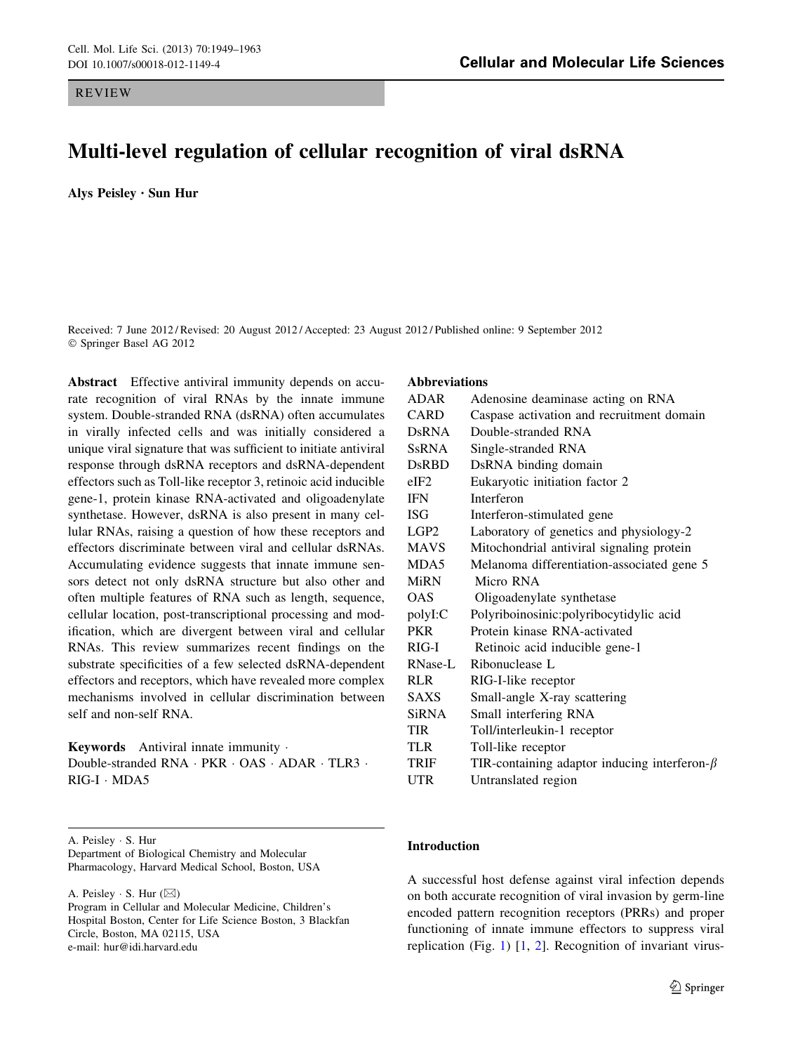REVIEW

# Multi-level regulation of cellular recognition of viral dsRNA

**Alys Peisley · Sun Hur**

Received: 7 June 2012 / Revised: 20 August 2012 / Accepted: 23 August 2012 / Published online: 9 September 2012
© Springer Basel AG 2012

**Abstract** Effective antiviral immunity depends on accurate recognition of viral RNAs by the innate immune system. Double-stranded RNA (dsRNA) often accumulates in virally infected cells and was initially considered a unique viral signature that was sufficient to initiate antiviral response through dsRNA receptors and dsRNA-dependent effectors such as Toll-like receptor 3, retinoic acid inducible gene-1, protein kinase RNA-activated and oligoadenylate synthetase. However, dsRNA is also present in many cellular RNAs, raising a question of how these receptors and effectors discriminate between viral and cellular dsRNAs. Accumulating evidence suggests that innate immune sensors detect not only dsRNA structure but also other and often multiple features of RNA such as length, sequence, cellular location, post-transcriptional processing and modification, which are divergent between viral and cellular RNAs. This review summarizes recent findings on the substrate specificities of a few selected dsRNA-dependent effectors and receptors, which have revealed more complex mechanisms involved in cellular discrimination between self and non-self RNA.

**Keywords** Antiviral innate immunity · Double-stranded RNA · PKR · OAS · ADAR · TLR3 · RIG-I · MDA5

A. Peisley · S. Hur
Department of Biological Chemistry and Molecular Pharmacology, Harvard Medical School, Boston, USA

A. Peisley · S. Hur (✉)
Program in Cellular and Molecular Medicine, Children's Hospital Boston, Center for Life Science Boston, 3 Blackfan Circle, Boston, MA 02115, USA
e-mail: hur@idi.harvard.edu

**Abbreviations**

| | |
|---|---|
| ADAR | Adenosine deaminase acting on RNA |
| CARD | Caspase activation and recruitment domain |
| DsRNA | Double-stranded RNA |
| SsRNA | Single-stranded RNA |
| DsRBD | DsRNA binding domain |
| eIF2 | Eukaryotic initiation factor 2 |
| IFN | Interferon |
| ISG | Interferon-stimulated gene |
| LGP2 | Laboratory of genetics and physiology-2 |
| MAVS | Mitochondrial antiviral signaling protein |
| MDA5 | Melanoma differentiation-associated gene 5 |
| MiRN | Micro RNA |
| OAS | Oligoadenylate synthetase |
| polyI:C | Polyriboinosinic:polyribocytidylic acid |
| PKR | Protein kinase RNA-activated |
| RIG-I | Retinoic acid inducible gene-1 |
| RNase-L | Ribonuclease L |
| RLR | RIG-I-like receptor |
| SAXS | Small-angle X-ray scattering |
| SiRNA | Small interfering RNA |
| TIR | Toll/interleukin-1 receptor |
| TLR | Toll-like receptor |
| TRIF | TIR-containing adaptor inducing interferon-$\beta$ |
| UTR | Untranslated region |

## Introduction

A successful host defense against viral infection depends on both accurate recognition of viral invasion by germ-line encoded pattern recognition receptors (PRRs) and proper functioning of innate immune effectors to suppress viral replication (Fig. 1) [1, 2]. Recognition of invariant virus-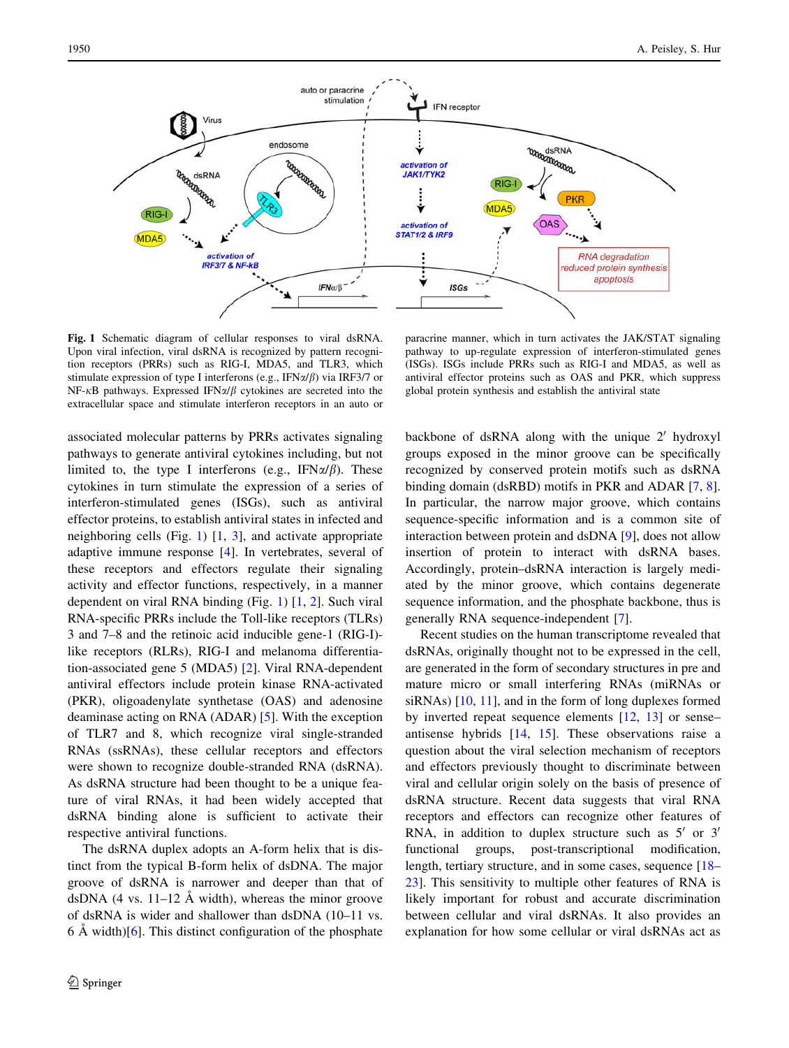**Fig. 1** Schematic diagram of cellular responses to viral dsRNA. Upon viral infection, viral dsRNA is recognized by pattern recognition receptors (PRRs) such as RIG-I, MDA5, and TLR3, which stimulate expression of type I interferons (e.g., IFN$\alpha/\beta$) via IRF3/7 or NF-$\kappa$B pathways. Expressed IFN$\alpha/\beta$ cytokines are secreted into the extracellular space and stimulate interferon receptors in an auto or paracrine manner, which in turn activates the JAK/STAT signaling pathway to up-regulate expression of interferon-stimulated genes (ISGs). ISGs include PRRs such as RIG-I and MDA5, as well as antiviral effector proteins such as OAS and PKR, which suppress global protein synthesis and establish the antiviral state

associated molecular patterns by PRRs activates signaling pathways to generate antiviral cytokines including, but not limited to, the type I interferons (e.g., IFN$\alpha/\beta$). These cytokines in turn stimulate the expression of a series of interferon-stimulated genes (ISGs), such as antiviral effector proteins, to establish antiviral states in infected and neighboring cells (Fig. 1) [1, 3], and activate appropriate adaptive immune response [4]. In vertebrates, several of these receptors and effectors regulate their signaling activity and effector functions, respectively, in a manner dependent on viral RNA binding (Fig. 1) [1, 2]. Such viral RNA-specific PRRs include the Toll-like receptors (TLRs) 3 and 7–8 and the retinoic acid inducible gene-1 (RIG-I)-like receptors (RLRs), RIG-I and melanoma differentiation-associated gene 5 (MDA5) [2]. Viral RNA-dependent antiviral effectors include protein kinase RNA-activated (PKR), oligoadenylate synthetase (OAS) and adenosine deaminase acting on RNA (ADAR) [5]. With the exception of TLR7 and 8, which recognize viral single-stranded RNAs (ssRNAs), these cellular receptors and effectors were shown to recognize double-stranded RNA (dsRNA). As dsRNA structure had been thought to be a unique feature of viral RNAs, it had been widely accepted that dsRNA binding alone is sufficient to activate their respective antiviral functions.

The dsRNA duplex adopts an A-form helix that is distinct from the typical B-form helix of dsDNA. The major groove of dsRNA is narrower and deeper than that of dsDNA (4 vs. 11–12 Å width), whereas the minor groove of dsRNA is wider and shallower than dsDNA (10–11 vs. 6 Å width)[6]. This distinct configuration of the phosphate backbone of dsRNA along with the unique 2′ hydroxyl groups exposed in the minor groove can be specifically recognized by conserved protein motifs such as dsRNA binding domain (dsRBD) motifs in PKR and ADAR [7, 8]. In particular, the narrow major groove, which contains sequence-specific information and is a common site of interaction between protein and dsDNA [9], does not allow insertion of protein to interact with dsRNA bases. Accordingly, protein–dsRNA interaction is largely mediated by the minor groove, which contains degenerate sequence information, and the phosphate backbone, thus is generally RNA sequence-independent [7].

Recent studies on the human transcriptome revealed that dsRNAs, originally thought not to be expressed in the cell, are generated in the form of secondary structures in pre and mature micro or small interfering RNAs (miRNAs or siRNAs) [10, 11], and in the form of long duplexes formed by inverted repeat sequence elements [12, 13] or sense–antisense hybrids [14, 15]. These observations raise a question about the viral selection mechanism of receptors and effectors previously thought to discriminate between viral and cellular origin solely on the basis of presence of dsRNA structure. Recent data suggests that viral RNA receptors and effectors can recognize other features of RNA, in addition to duplex structure such as 5′ or 3′ functional groups, post-transcriptional modification, length, tertiary structure, and in some cases, sequence [18–23]. This sensitivity to multiple other features of RNA is likely important for robust and accurate discrimination between cellular and viral dsRNAs. It also provides an explanation for how some cellular or viral dsRNAs act as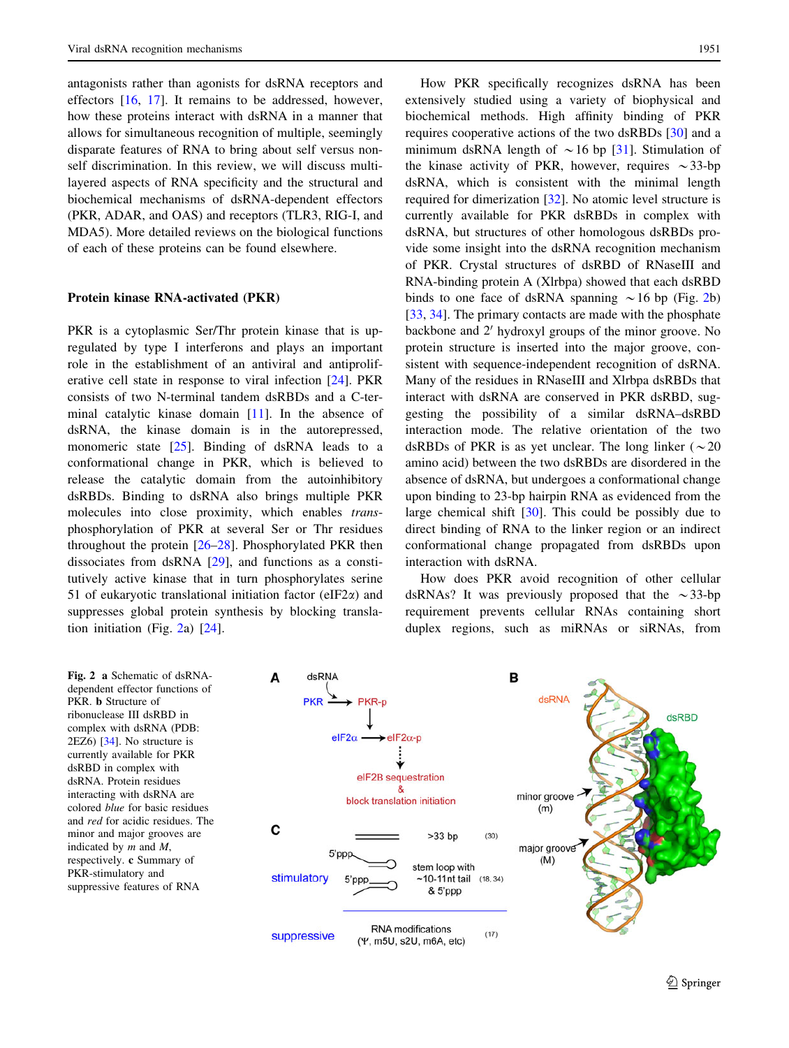antagonists rather than agonists for dsRNA receptors and effectors [16, 17]. It remains to be addressed, however, how these proteins interact with dsRNA in a manner that allows for simultaneous recognition of multiple, seemingly disparate features of RNA to bring about self versus non-self discrimination. In this review, we will discuss multi-layered aspects of RNA specificity and the structural and biochemical mechanisms of dsRNA-dependent effectors (PKR, ADAR, and OAS) and receptors (TLR3, RIG-I, and MDA5). More detailed reviews on the biological functions of each of these proteins can be found elsewhere.

## Protein kinase RNA-activated (PKR)

PKR is a cytoplasmic Ser/Thr protein kinase that is up-regulated by type I interferons and plays an important role in the establishment of an antiviral and antiproliferative cell state in response to viral infection [24]. PKR consists of two N-terminal tandem dsRBDs and a C-terminal catalytic kinase domain [11]. In the absence of dsRNA, the kinase domain is in the autorepressed, monomeric state [25]. Binding of dsRNA leads to a conformational change in PKR, which is believed to release the catalytic domain from the autoinhibitory dsRBDs. Binding to dsRNA also brings multiple PKR molecules into close proximity, which enables *trans*-phosphorylation of PKR at several Ser or Thr residues throughout the protein [26–28]. Phosphorylated PKR then dissociates from dsRNA [29], and functions as a constitutively active kinase that in turn phosphorylates serine 51 of eukaryotic translational initiation factor (eIF2α) and suppresses global protein synthesis by blocking translation initiation (Fig. 2a) [24].

How PKR specifically recognizes dsRNA has been extensively studied using a variety of biophysical and biochemical methods. High affinity binding of PKR requires cooperative actions of the two dsRBDs [30] and a minimum dsRNA length of ~16 bp [31]. Stimulation of the kinase activity of PKR, however, requires ~33-bp dsRNA, which is consistent with the minimal length required for dimerization [32]. No atomic level structure is currently available for PKR dsRBDs in complex with dsRNA, but structures of other homologous dsRBDs provide some insight into the dsRNA recognition mechanism of PKR. Crystal structures of dsRBD of RNaseIII and RNA-binding protein A (Xlrbpa) showed that each dsRBD binds to one face of dsRNA spanning ~16 bp (Fig. 2b) [33, 34]. The primary contacts are made with the phosphate backbone and 2′ hydroxyl groups of the minor groove. No protein structure is inserted into the major groove, consistent with sequence-independent recognition of dsRNA. Many of the residues in RNaseIII and Xlrbpa dsRBDs that interact with dsRNA are conserved in PKR dsRBD, suggesting the possibility of a similar dsRNA–dsRBD interaction mode. The relative orientation of the two dsRBDs of PKR is as yet unclear. The long linker (~20 amino acid) between the two dsRBDs are disordered in the absence of dsRNA, but undergoes a conformational change upon binding to 23-bp hairpin RNA as evidenced from the large chemical shift [30]. This could be possibly due to direct binding of RNA to the linker region or an indirect conformational change propagated from dsRBDs upon interaction with dsRNA.

How does PKR avoid recognition of other cellular dsRNAs? It was previously proposed that the ~33-bp requirement prevents cellular RNAs containing short duplex regions, such as miRNAs or siRNAs, from

**Fig. 2** **a** Schematic of dsRNA-dependent effector functions of PKR. **b** Structure of ribonuclease III dsRBD in complex with dsRNA (PDB: 2EZ6) [34]. No structure is currently available for PKR dsRBD in complex with dsRNA. Protein residues interacting with dsRNA are colored *blue* for basic residues and *red* for acidic residues. The minor and major grooves are indicated by *m* and *M*, respectively. **c** Summary of PKR-stimulatory and suppressive features of RNA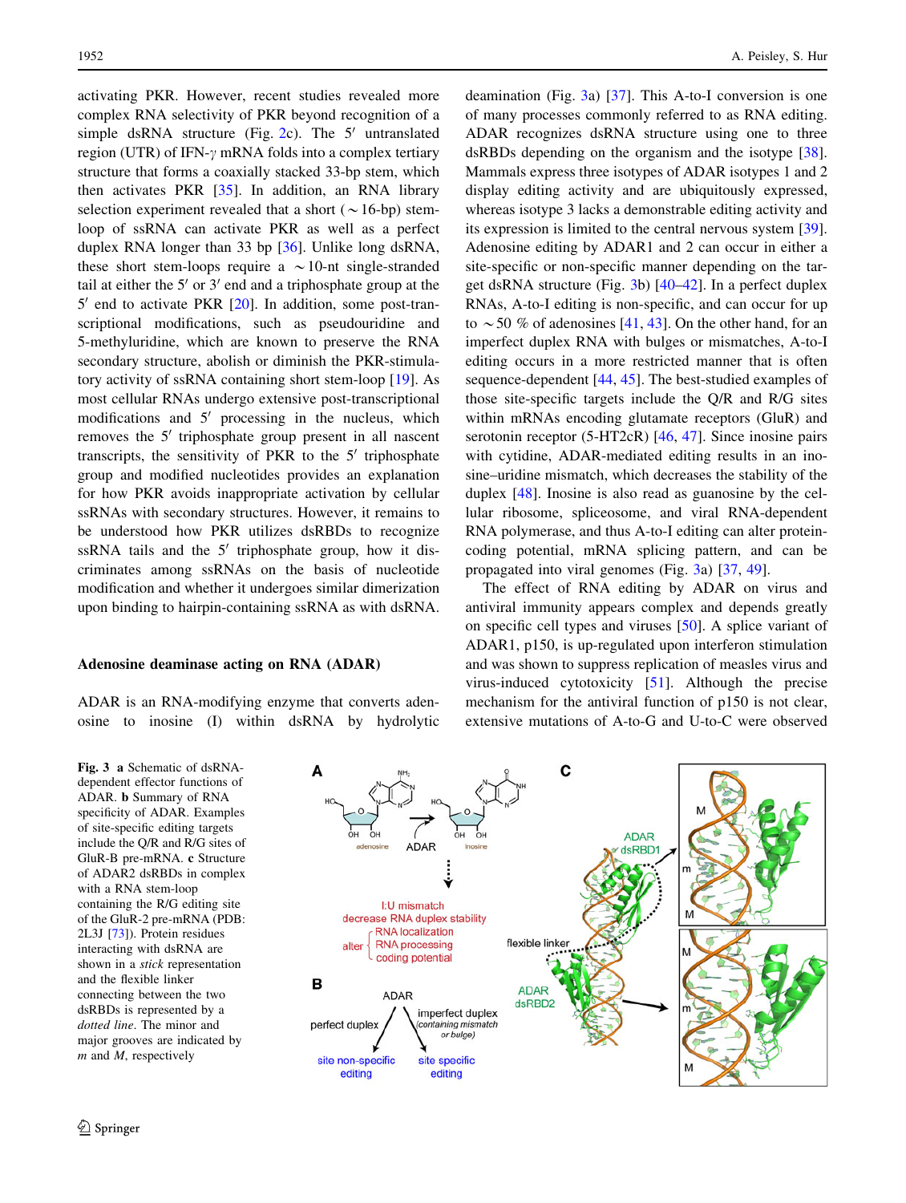activating PKR. However, recent studies revealed more complex RNA selectivity of PKR beyond recognition of a simple dsRNA structure (Fig. 2c). The 5′ untranslated region (UTR) of IFN-γ mRNA folds into a complex tertiary structure that forms a coaxially stacked 33-bp stem, which then activates PKR [35]. In addition, an RNA library selection experiment revealed that a short (∼16-bp) stem-loop of ssRNA can activate PKR as well as a perfect duplex RNA longer than 33 bp [36]. Unlike long dsRNA, these short stem-loops require a ∼10-nt single-stranded tail at either the 5′ or 3′ end and a triphosphate group at the 5′ end to activate PKR [20]. In addition, some post-transcriptional modifications, such as pseudouridine and 5-methyluridine, which are known to preserve the RNA secondary structure, abolish or diminish the PKR-stimulatory activity of ssRNA containing short stem-loop [19]. As most cellular RNAs undergo extensive post-transcriptional modifications and 5′ processing in the nucleus, which removes the 5′ triphosphate group present in all nascent transcripts, the sensitivity of PKR to the 5′ triphosphate group and modified nucleotides provides an explanation for how PKR avoids inappropriate activation by cellular ssRNAs with secondary structures. However, it remains to be understood how PKR utilizes dsRBDs to recognize ssRNA tails and the 5′ triphosphate group, how it discriminates among ssRNAs on the basis of nucleotide modification and whether it undergoes similar dimerization upon binding to hairpin-containing ssRNA as with dsRNA.

## Adenosine deaminase acting on RNA (ADAR)

ADAR is an RNA-modifying enzyme that converts adenosine to inosine (I) within dsRNA by hydrolytic deamination (Fig. 3a) [37]. This A-to-I conversion is one of many processes commonly referred to as RNA editing. ADAR recognizes dsRNA structure using one to three dsRBDs depending on the organism and the isotype [38]. Mammals express three isotypes of ADAR isotypes 1 and 2 display editing activity and are ubiquitously expressed, whereas isotype 3 lacks a demonstrable editing activity and its expression is limited to the central nervous system [39]. Adenosine editing by ADAR1 and 2 can occur in either a site-specific or non-specific manner depending on the target dsRNA structure (Fig. 3b) [40–42]. In a perfect duplex RNAs, A-to-I editing is non-specific, and can occur for up to ∼50 % of adenosines [41, 43]. On the other hand, for an imperfect duplex RNA with bulges or mismatches, A-to-I editing occurs in a more restricted manner that is often sequence-dependent [44, 45]. The best-studied examples of those site-specific targets include the Q/R and R/G sites within mRNAs encoding glutamate receptors (GluR) and serotonin receptor (5-HT2cR) [46, 47]. Since inosine pairs with cytidine, ADAR-mediated editing results in an inosine–uridine mismatch, which decreases the stability of the duplex [48]. Inosine is also read as guanosine by the cellular ribosome, spliceosome, and viral RNA-dependent RNA polymerase, and thus A-to-I editing can alter protein-coding potential, mRNA splicing pattern, and can be propagated into viral genomes (Fig. 3a) [37, 49].

The effect of RNA editing by ADAR on virus and antiviral immunity appears complex and depends greatly on specific cell types and viruses [50]. A splice variant of ADAR1, p150, is up-regulated upon interferon stimulation and was shown to suppress replication of measles virus and virus-induced cytotoxicity [51]. Although the precise mechanism for the antiviral function of p150 is not clear, extensive mutations of A-to-G and U-to-C were observed

**Fig. 3** **a** Schematic of dsRNA-dependent effector functions of ADAR. **b** Summary of RNA specificity of ADAR. Examples of site-specific editing targets include the Q/R and R/G sites of GluR-B pre-mRNA. **c** Structure of ADAR2 dsRBDs in complex with a RNA stem-loop containing the R/G editing site of the GluR-2 pre-mRNA (PDB: 2L3J [73]). Protein residues interacting with dsRNA are shown in a *stick* representation and the flexible linker connecting between the two dsRBDs is represented by a *dotted line*. The minor and major grooves are indicated by *m* and *M*, respectively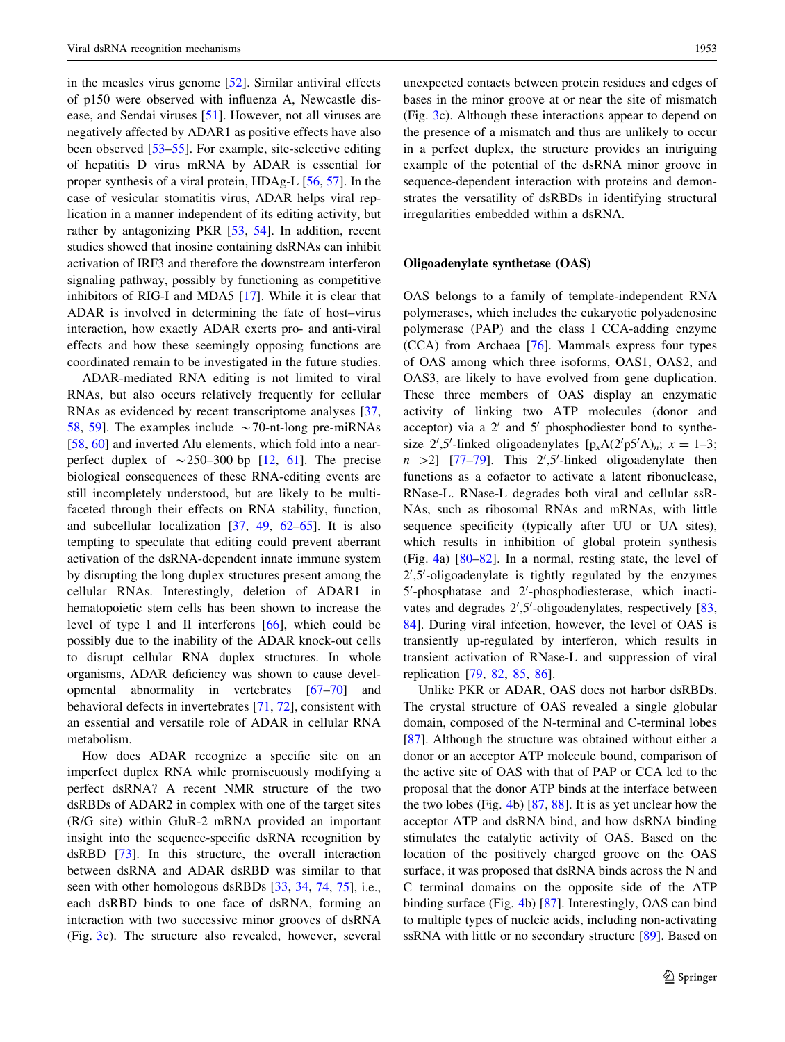in the measles virus genome [52]. Similar antiviral effects of p150 were observed with influenza A, Newcastle disease, and Sendai viruses [51]. However, not all viruses are negatively affected by ADAR1 as positive effects have also been observed [53–55]. For example, site-selective editing of hepatitis D virus mRNA by ADAR is essential for proper synthesis of a viral protein, HDAg-L [56, 57]. In the case of vesicular stomatitis virus, ADAR helps viral replication in a manner independent of its editing activity, but rather by antagonizing PKR [53, 54]. In addition, recent studies showed that inosine containing dsRNAs can inhibit activation of IRF3 and therefore the downstream interferon signaling pathway, possibly by functioning as competitive inhibitors of RIG-I and MDA5 [17]. While it is clear that ADAR is involved in determining the fate of host–virus interaction, how exactly ADAR exerts pro- and anti-viral effects and how these seemingly opposing functions are coordinated remain to be investigated in the future studies.

ADAR-mediated RNA editing is not limited to viral RNAs, but also occurs relatively frequently for cellular RNAs as evidenced by recent transcriptome analyses [37, 58, 59]. The examples include ~70-nt-long pre-miRNAs [58, 60] and inverted Alu elements, which fold into a near-perfect duplex of ~250–300 bp [12, 61]. The precise biological consequences of these RNA-editing events are still incompletely understood, but are likely to be multi-faceted through their effects on RNA stability, function, and subcellular localization [37, 49, 62–65]. It is also tempting to speculate that editing could prevent aberrant activation of the dsRNA-dependent innate immune system by disrupting the long duplex structures present among the cellular RNAs. Interestingly, deletion of ADAR1 in hematopoietic stem cells has been shown to increase the level of type I and II interferons [66], which could be possibly due to the inability of the ADAR knock-out cells to disrupt cellular RNA duplex structures. In whole organisms, ADAR deficiency was shown to cause developmental abnormality in vertebrates [67–70] and behavioral defects in invertebrates [71, 72], consistent with an essential and versatile role of ADAR in cellular RNA metabolism.

How does ADAR recognize a specific site on an imperfect duplex RNA while promiscuously modifying a perfect dsRNA? A recent NMR structure of the two dsRBDs of ADAR2 in complex with one of the target sites (R/G site) within GluR-2 mRNA provided an important insight into the sequence-specific dsRNA recognition by dsRBD [73]. In this structure, the overall interaction between dsRNA and ADAR dsRBD was similar to that seen with other homologous dsRBDs [33, 34, 74, 75], i.e., each dsRBD binds to one face of dsRNA, forming an interaction with two successive minor grooves of dsRNA (Fig. 3c). The structure also revealed, however, several unexpected contacts between protein residues and edges of bases in the minor groove at or near the site of mismatch (Fig. 3c). Although these interactions appear to depend on the presence of a mismatch and thus are unlikely to occur in a perfect duplex, the structure provides an intriguing example of the potential of the dsRNA minor groove in sequence-dependent interaction with proteins and demonstrates the versatility of dsRBDs in identifying structural irregularities embedded within a dsRNA.

## Oligoadenylate synthetase (OAS)

OAS belongs to a family of template-independent RNA polymerases, which includes the eukaryotic polyadenosine polymerase (PAP) and the class I CCA-adding enzyme (CCA) from Archaea [76]. Mammals express four types of OAS among which three isoforms, OAS1, OAS2, and OAS3, are likely to have evolved from gene duplication. These three members of OAS display an enzymatic activity of linking two ATP molecules (donor and acceptor) via a 2′ and 5′ phosphodiester bond to synthesize 2′,5′-linked oligoadenylates [$p_x A(2'p5'A)_n$; $x = 1$–3; $n > 2$] [77–79]. This 2′,5′-linked oligoadenylate then functions as a cofactor to activate a latent ribonuclease, RNase-L. RNase-L degrades both viral and cellular ssRNAs, such as ribosomal RNAs and mRNAs, with little sequence specificity (typically after UU or UA sites), which results in inhibition of global protein synthesis (Fig. 4a) [80–82]. In a normal, resting state, the level of 2′,5′-oligoadenylate is tightly regulated by the enzymes 5′-phosphatase and 2′-phosphodiesterase, which inactivates and degrades 2′,5′-oligoadenylates, respectively [83, 84]. During viral infection, however, the level of OAS is transiently up-regulated by interferon, which results in transient activation of RNase-L and suppression of viral replication [79, 82, 85, 86].

Unlike PKR or ADAR, OAS does not harbor dsRBDs. The crystal structure of OAS revealed a single globular domain, composed of the N-terminal and C-terminal lobes [87]. Although the structure was obtained without either a donor or an acceptor ATP molecule bound, comparison of the active site of OAS with that of PAP or CCA led to the proposal that the donor ATP binds at the interface between the two lobes (Fig. 4b) [87, 88]. It is as yet unclear how the acceptor ATP and dsRNA bind, and how dsRNA binding stimulates the catalytic activity of OAS. Based on the location of the positively charged groove on the OAS surface, it was proposed that dsRNA binds across the N and C terminal domains on the opposite side of the ATP binding surface (Fig. 4b) [87]. Interestingly, OAS can bind to multiple types of nucleic acids, including non-activating ssRNA with little or no secondary structure [89]. Based on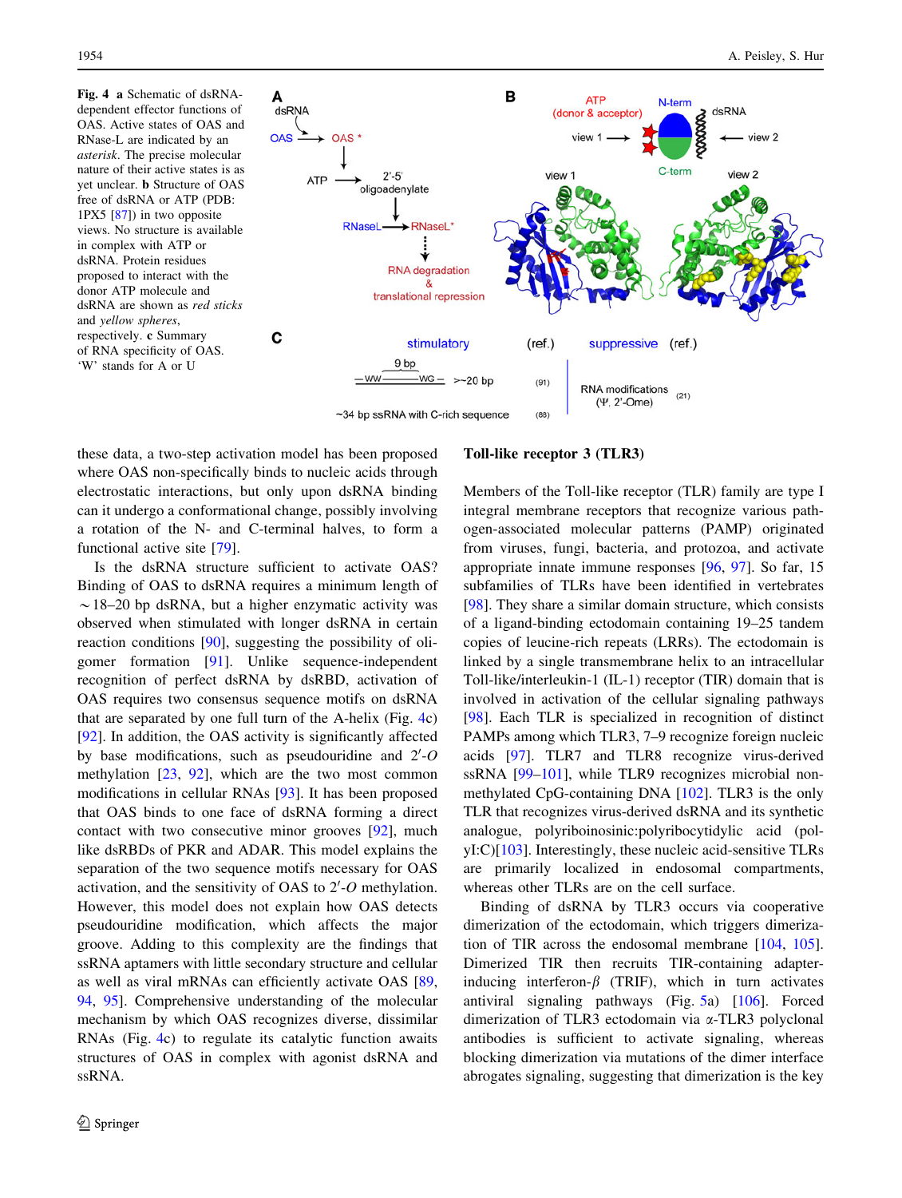**Fig. 4** **a** Schematic of dsRNA-dependent effector functions of OAS. Active states of OAS and RNase-L are indicated by an *asterisk*. The precise molecular nature of their active states is as yet unclear. **b** Structure of OAS free of dsRNA or ATP (PDB: 1PX5 [87]) in two opposite views. No structure is available in complex with ATP or dsRNA. Protein residues proposed to interact with the donor ATP molecule and dsRNA are shown as *red sticks* and *yellow spheres*, respectively. **c** Summary of RNA specificity of OAS. 'W' stands for A or U

these data, a two-step activation model has been proposed where OAS non-specifically binds to nucleic acids through electrostatic interactions, but only upon dsRNA binding can it undergo a conformational change, possibly involving a rotation of the N- and C-terminal halves, to form a functional active site [79].

Is the dsRNA structure sufficient to activate OAS? Binding of OAS to dsRNA requires a minimum length of ~18–20 bp dsRNA, but a higher enzymatic activity was observed when stimulated with longer dsRNA in certain reaction conditions [90], suggesting the possibility of oligomer formation [91]. Unlike sequence-independent recognition of perfect dsRNA by dsRBD, activation of OAS requires two consensus sequence motifs on dsRNA that are separated by one full turn of the A-helix (Fig. 4c) [92]. In addition, the OAS activity is significantly affected by base modifications, such as pseudouridine and 2′-*O* methylation [23, 92], which are the two most common modifications in cellular RNAs [93]. It has been proposed that OAS binds to one face of dsRNA forming a direct contact with two consecutive minor grooves [92], much like dsRBDs of PKR and ADAR. This model explains the separation of the two sequence motifs necessary for OAS activation, and the sensitivity of OAS to 2′-*O* methylation. However, this model does not explain how OAS detects pseudouridine modification, which affects the major groove. Adding to this complexity are the findings that ssRNA aptamers with little secondary structure and cellular as well as viral mRNAs can efficiently activate OAS [89, 94, 95]. Comprehensive understanding of the molecular mechanism by which OAS recognizes diverse, dissimilar RNAs (Fig. 4c) to regulate its catalytic function awaits structures of OAS in complex with agonist dsRNA and ssRNA.

## Toll-like receptor 3 (TLR3)

Members of the Toll-like receptor (TLR) family are type I integral membrane receptors that recognize various pathogen-associated molecular patterns (PAMP) originated from viruses, fungi, bacteria, and protozoa, and activate appropriate innate immune responses [96, 97]. So far, 15 subfamilies of TLRs have been identified in vertebrates [98]. They share a similar domain structure, which consists of a ligand-binding ectodomain containing 19–25 tandem copies of leucine-rich repeats (LRRs). The ectodomain is linked by a single transmembrane helix to an intracellular Toll-like/interleukin-1 (IL-1) receptor (TIR) domain that is involved in activation of the cellular signaling pathways [98]. Each TLR is specialized in recognition of distinct PAMPs among which TLR3, 7–9 recognize foreign nucleic acids [97]. TLR7 and TLR8 recognize virus-derived ssRNA [99–101], while TLR9 recognizes microbial non-methylated CpG-containing DNA [102]. TLR3 is the only TLR that recognizes virus-derived dsRNA and its synthetic analogue, polyriboinosinic:polyribocytidylic acid (poly I:C)[103]. Interestingly, these nucleic acid-sensitive TLRs are primarily localized in endosomal compartments, whereas other TLRs are on the cell surface.

Binding of dsRNA by TLR3 occurs via cooperative dimerization of the ectodomain, which triggers dimerization of TIR across the endosomal membrane [104, 105]. Dimerized TIR then recruits TIR-containing adapter-inducing interferon-$\beta$ (TRIF), which in turn activates antiviral signaling pathways (Fig. 5a) [106]. Forced dimerization of TLR3 ectodomain via $\alpha$-TLR3 polyclonal antibodies is sufficient to activate signaling, whereas blocking dimerization via mutations of the dimer interface abrogates signaling, suggesting that dimerization is the key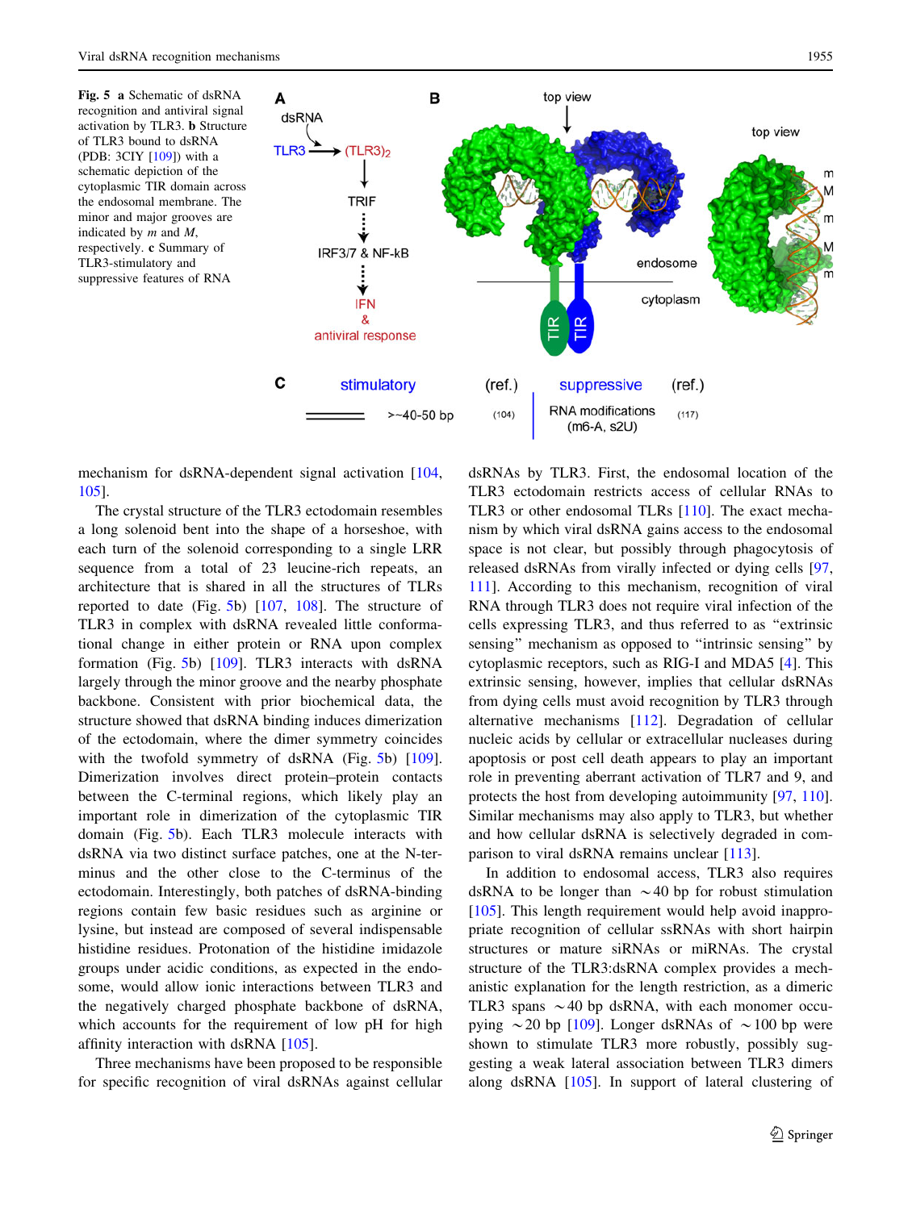**Fig. 5** **a** Schematic of dsRNA recognition and antiviral signal activation by TLR3. **b** Structure of TLR3 bound to dsRNA (PDB: 3CIY [109]) with a schematic depiction of the cytoplasmic TIR domain across the endosomal membrane. The minor and major grooves are indicated by *m* and *M*, respectively. **c** Summary of TLR3-stimulatory and suppressive features of RNA

mechanism for dsRNA-dependent signal activation [104, 105].

The crystal structure of the TLR3 ectodomain resembles a long solenoid bent into the shape of a horseshoe, with each turn of the solenoid corresponding to a single LRR sequence from a total of 23 leucine-rich repeats, an architecture that is shared in all the structures of TLRs reported to date (Fig. 5b) [107, 108]. The structure of TLR3 in complex with dsRNA revealed little conformational change in either protein or RNA upon complex formation (Fig. 5b) [109]. TLR3 interacts with dsRNA largely through the minor groove and the nearby phosphate backbone. Consistent with prior biochemical data, the structure showed that dsRNA binding induces dimerization of the ectodomain, where the dimer symmetry coincides with the twofold symmetry of dsRNA (Fig. 5b) [109]. Dimerization involves direct protein–protein contacts between the C-terminal regions, which likely play an important role in dimerization of the cytoplasmic TIR domain (Fig. 5b). Each TLR3 molecule interacts with dsRNA via two distinct surface patches, one at the N-terminus and the other close to the C-terminus of the ectodomain. Interestingly, both patches of dsRNA-binding regions contain few basic residues such as arginine or lysine, but instead are composed of several indispensable histidine residues. Protonation of the histidine imidazole groups under acidic conditions, as expected in the endosome, would allow ionic interactions between TLR3 and the negatively charged phosphate backbone of dsRNA, which accounts for the requirement of low pH for high affinity interaction with dsRNA [105].

Three mechanisms have been proposed to be responsible for specific recognition of viral dsRNAs against cellular dsRNAs by TLR3. First, the endosomal location of the TLR3 ectodomain restricts access of cellular RNAs to TLR3 or other endosomal TLRs [110]. The exact mechanism by which viral dsRNA gains access to the endosomal space is not clear, but possibly through phagocytosis of released dsRNAs from virally infected or dying cells [97, 111]. According to this mechanism, recognition of viral RNA through TLR3 does not require viral infection of the cells expressing TLR3, and thus referred to as "extrinsic sensing" mechanism as opposed to "intrinsic sensing" by cytoplasmic receptors, such as RIG-I and MDA5 [4]. This extrinsic sensing, however, implies that cellular dsRNAs from dying cells must avoid recognition by TLR3 through alternative mechanisms [112]. Degradation of cellular nucleic acids by cellular or extracellular nucleases during apoptosis or post cell death appears to play an important role in preventing aberrant activation of TLR7 and 9, and protects the host from developing autoimmunity [97, 110]. Similar mechanisms may also apply to TLR3, but whether and how cellular dsRNA is selectively degraded in comparison to viral dsRNA remains unclear [113].

In addition to endosomal access, TLR3 also requires dsRNA to be longer than ~40 bp for robust stimulation [105]. This length requirement would help avoid inappropriate recognition of cellular ssRNAs with short hairpin structures or mature siRNAs or miRNAs. The crystal structure of the TLR3:dsRNA complex provides a mechanistic explanation for the length restriction, as a dimeric TLR3 spans ~40 bp dsRNA, with each monomer occupying ~20 bp [109]. Longer dsRNAs of ~100 bp were shown to stimulate TLR3 more robustly, possibly suggesting a weak lateral association between TLR3 dimers along dsRNA [105]. In support of lateral clustering of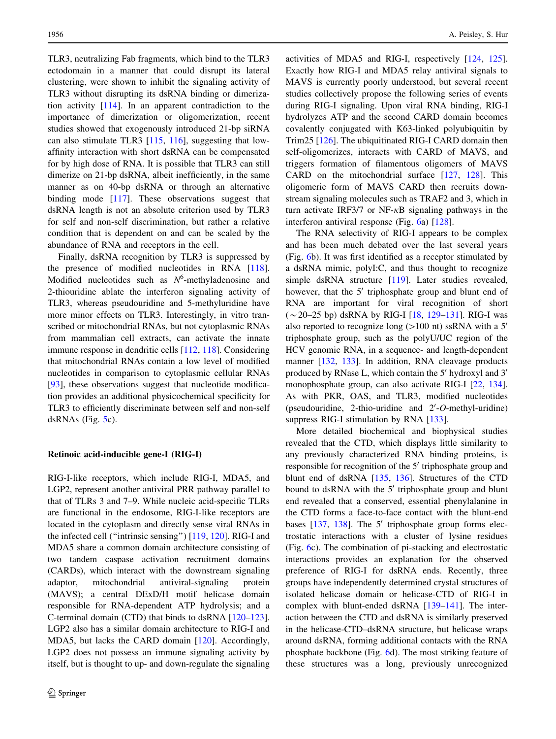TLR3, neutralizing Fab fragments, which bind to the TLR3 ectodomain in a manner that could disrupt its lateral clustering, were shown to inhibit the signaling activity of TLR3 without disrupting its dsRNA binding or dimerization activity [114]. In an apparent contradiction to the importance of dimerization or oligomerization, recent studies showed that exogenously introduced 21-bp siRNA can also stimulate TLR3 [115, 116], suggesting that low-affinity interaction with short dsRNA can be compensated for by high dose of RNA. It is possible that TLR3 can still dimerize on 21-bp dsRNA, albeit inefficiently, in the same manner as on 40-bp dsRNA or through an alternative binding mode [117]. These observations suggest that dsRNA length is not an absolute criterion used by TLR3 for self and non-self discrimination, but rather a relative condition that is dependent on and can be scaled by the abundance of RNA and receptors in the cell.

Finally, dsRNA recognition by TLR3 is suppressed by the presence of modified nucleotides in RNA [118]. Modified nucleotides such as $N^6$-methyladenosine and 2-thiouridine ablate the interferon signaling activity of TLR3, whereas pseudouridine and 5-methyluridine have more minor effects on TLR3. Interestingly, in vitro transcribed or mitochondrial RNAs, but not cytoplasmic RNAs from mammalian cell extracts, can activate the innate immune response in dendritic cells [112, 118]. Considering that mitochondrial RNAs contain a low level of modified nucleotides in comparison to cytoplasmic cellular RNAs [93], these observations suggest that nucleotide modification provides an additional physicochemical specificity for TLR3 to efficiently discriminate between self and non-self dsRNAs (Fig. 5c).

## Retinoic acid-inducible gene-I (RIG-I)

RIG-I-like receptors, which include RIG-I, MDA5, and LGP2, represent another antiviral PRR pathway parallel to that of TLRs 3 and 7–9. While nucleic acid-specific TLRs are functional in the endosome, RIG-I-like receptors are located in the cytoplasm and directly sense viral RNAs in the infected cell ("intrinsic sensing") [119, 120]. RIG-I and MDA5 share a common domain architecture consisting of two tandem caspase activation recruitment domains (CARDs), which interact with the downstream signaling adaptor, mitochondrial antiviral-signaling protein (MAVS); a central DExD/H motif helicase domain responsible for RNA-dependent ATP hydrolysis; and a C-terminal domain (CTD) that binds to dsRNA [120–123]. LGP2 also has a similar domain architecture to RIG-I and MDA5, but lacks the CARD domain [120]. Accordingly, LGP2 does not possess an immune signaling activity by itself, but is thought to up- and down-regulate the signaling activities of MDA5 and RIG-I, respectively [124, 125]. Exactly how RIG-I and MDA5 relay antiviral signals to MAVS is currently poorly understood, but several recent studies collectively propose the following series of events during RIG-I signaling. Upon viral RNA binding, RIG-I hydrolyzes ATP and the second CARD domain becomes covalently conjugated with K63-linked polyubiquitin by Trim25 [126]. The ubiquitinated RIG-I CARD domain then self-oligomerizes, interacts with CARD of MAVS, and triggers formation of filamentous oligomers of MAVS CARD on the mitochondrial surface [127, 128]. This oligomeric form of MAVS CARD then recruits downstream signaling molecules such as TRAF2 and 3, which in turn activate IRF3/7 or NF-κB signaling pathways in the interferon antiviral response (Fig. 6a) [128].

The RNA selectivity of RIG-I appears to be complex and has been much debated over the last several years (Fig. 6b). It was first identified as a receptor stimulated by a dsRNA mimic, polyI:C, and thus thought to recognize simple dsRNA structure [119]. Later studies revealed, however, that the 5′ triphosphate group and blunt end of RNA are important for viral recognition of short (~20–25 bp) dsRNA by RIG-I [18, 129–131]. RIG-I was also reported to recognize long (>100 nt) ssRNA with a 5′ triphosphate group, such as the polyU/UC region of the HCV genomic RNA, in a sequence- and length-dependent manner [132, 133]. In addition, RNA cleavage products produced by RNase L, which contain the 5′ hydroxyl and 3′ monophosphate group, can also activate RIG-I [22, 134]. As with PKR, OAS, and TLR3, modified nucleotides (pseudouridine, 2-thio-uridine and 2′-*O*-methyl-uridine) suppress RIG-I stimulation by RNA [133].

More detailed biochemical and biophysical studies revealed that the CTD, which displays little similarity to any previously characterized RNA binding proteins, is responsible for recognition of the 5′ triphosphate group and blunt end of dsRNA [135, 136]. Structures of the CTD bound to dsRNA with the 5′ triphosphate group and blunt end revealed that a conserved, essential phenylalanine in the CTD forms a face-to-face contact with the blunt-end bases [137, 138]. The 5′ triphosphate group forms electrostatic interactions with a cluster of lysine residues (Fig. 6c). The combination of pi-stacking and electrostatic interactions provides an explanation for the observed preference of RIG-I for dsRNA ends. Recently, three groups have independently determined crystal structures of isolated helicase domain or helicase-CTD of RIG-I in complex with blunt-ended dsRNA [139–141]. The interaction between the CTD and dsRNA is similarly preserved in the helicase-CTD–dsRNA structure, but helicase wraps around dsRNA, forming additional contacts with the RNA phosphate backbone (Fig. 6d). The most striking feature of these structures was a long, previously unrecognized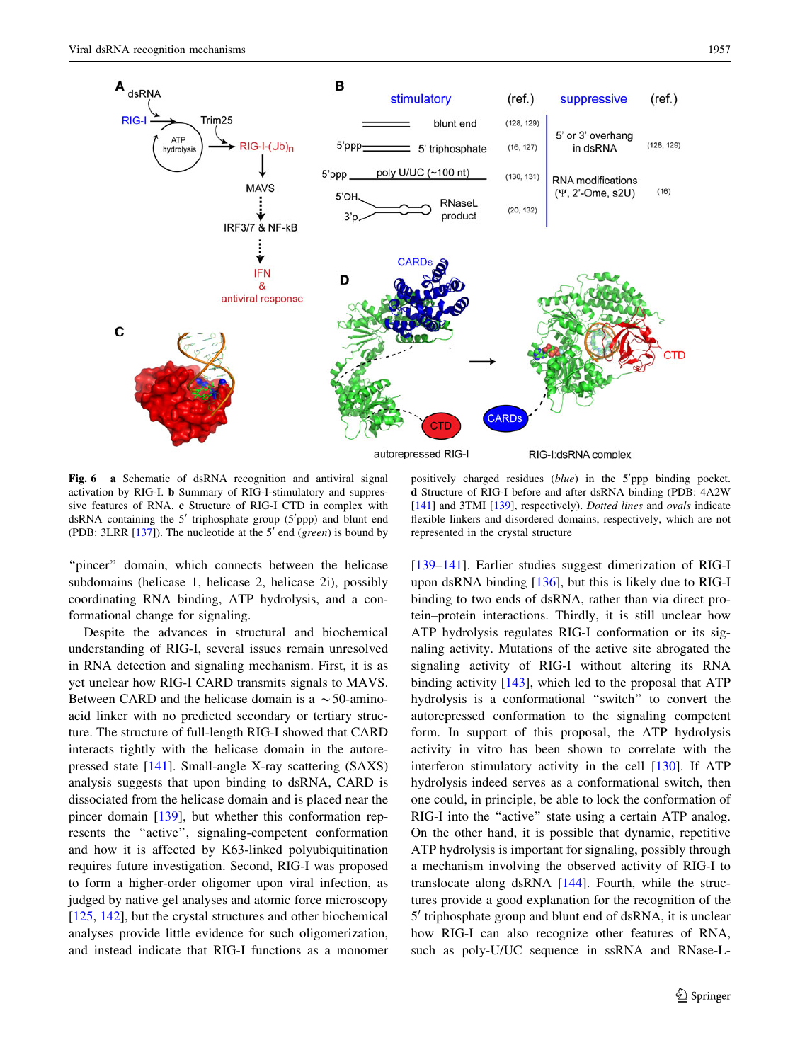**Fig. 6** **a** Schematic of dsRNA recognition and antiviral signal activation by RIG-I. **b** Summary of RIG-I-stimulatory and suppressive features of RNA. **c** Structure of RIG-I CTD in complex with dsRNA containing the 5′ triphosphate group (5′ppp) and blunt end (PDB: 3LRR [137]). The nucleotide at the 5′ end (*green*) is bound by positively charged residues (*blue*) in the 5′ppp binding pocket. **d** Structure of RIG-I before and after dsRNA binding (PDB: 4A2W [141] and 3TMI [139], respectively). *Dotted lines* and *ovals* indicate flexible linkers and disordered domains, respectively, which are not represented in the crystal structure

"pincer" domain, which connects between the helicase subdomains (helicase 1, helicase 2, helicase 2i), possibly coordinating RNA binding, ATP hydrolysis, and a conformational change for signaling.

Despite the advances in structural and biochemical understanding of RIG-I, several issues remain unresolved in RNA detection and signaling mechanism. First, it is as yet unclear how RIG-I CARD transmits signals to MAVS. Between CARD and the helicase domain is a ~50-amino-acid linker with no predicted secondary or tertiary structure. The structure of full-length RIG-I showed that CARD interacts tightly with the helicase domain in the autorepressed state [141]. Small-angle X-ray scattering (SAXS) analysis suggests that upon binding to dsRNA, CARD is dissociated from the helicase domain and is placed near the pincer domain [139], but whether this conformation represents the "active", signaling-competent conformation and how it is affected by K63-linked polyubiquitination requires future investigation. Second, RIG-I was proposed to form a higher-order oligomer upon viral infection, as judged by native gel analyses and atomic force microscopy [125, 142], but the crystal structures and other biochemical analyses provide little evidence for such oligomerization, and instead indicate that RIG-I functions as a monomer [139–141]. Earlier studies suggest dimerization of RIG-I upon dsRNA binding [136], but this is likely due to RIG-I binding to two ends of dsRNA, rather than via direct protein–protein interactions. Thirdly, it is still unclear how ATP hydrolysis regulates RIG-I conformation or its signaling activity. Mutations of the active site abrogated the signaling activity of RIG-I without altering its RNA binding activity [143], which led to the proposal that ATP hydrolysis is a conformational "switch" to convert the autorepressed conformation to the signaling competent form. In support of this proposal, the ATP hydrolysis activity in vitro has been shown to correlate with the interferon stimulatory activity in the cell [130]. If ATP hydrolysis indeed serves as a conformational switch, then one could, in principle, be able to lock the conformation of RIG-I into the "active" state using a certain ATP analog. On the other hand, it is possible that dynamic, repetitive ATP hydrolysis is important for signaling, possibly through a mechanism involving the observed activity of RIG-I to translocate along dsRNA [144]. Fourth, while the structures provide a good explanation for the recognition of the 5′ triphosphate group and blunt end of dsRNA, it is unclear how RIG-I can also recognize other features of RNA, such as poly-U/UC sequence in ssRNA and RNase-L-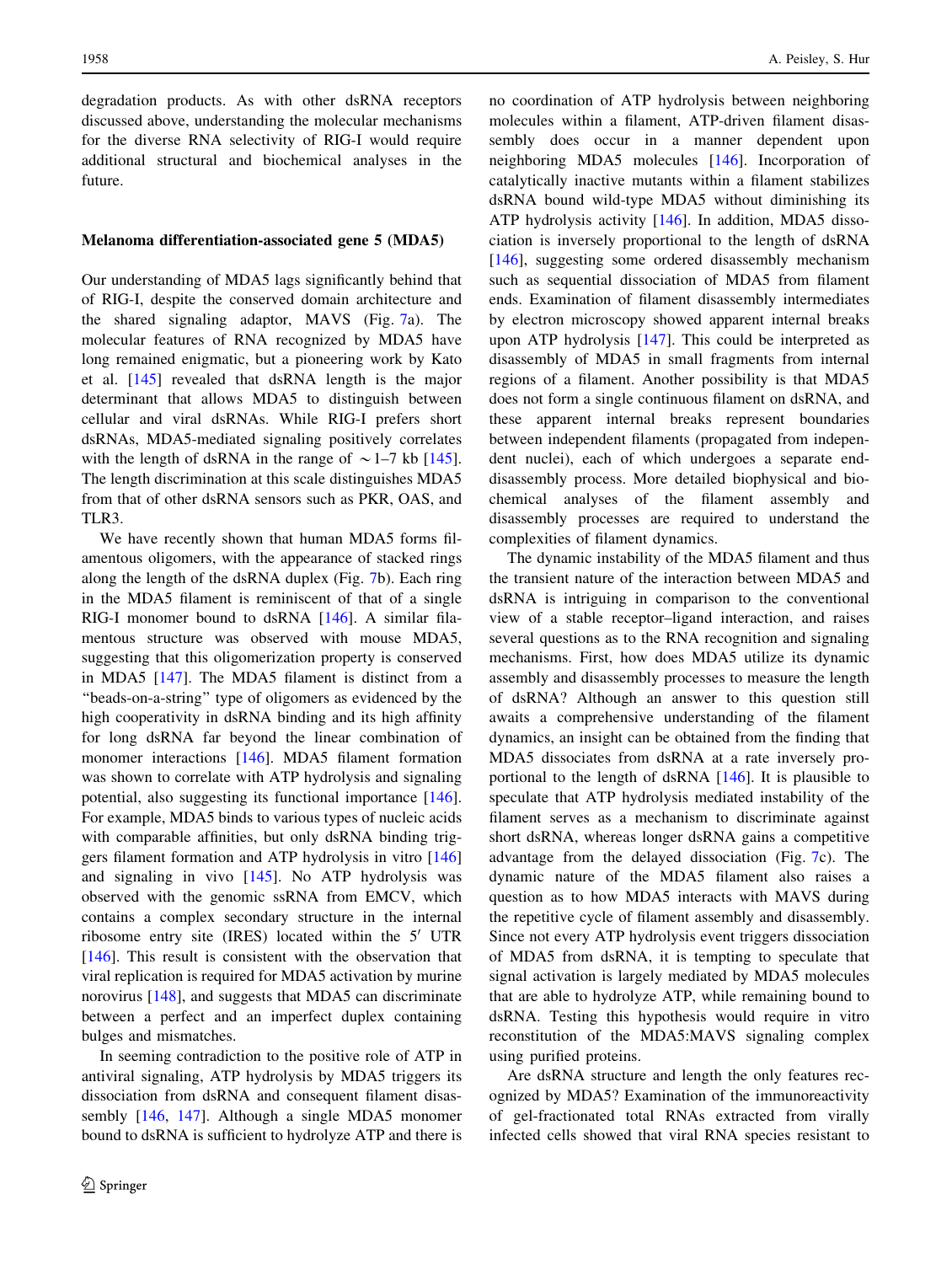degradation products. As with other dsRNA receptors discussed above, understanding the molecular mechanisms for the diverse RNA selectivity of RIG-I would require additional structural and biochemical analyses in the future.

### Melanoma differentiation-associated gene 5 (MDA5)

Our understanding of MDA5 lags significantly behind that of RIG-I, despite the conserved domain architecture and the shared signaling adaptor, MAVS (Fig. 7a). The molecular features of RNA recognized by MDA5 have long remained enigmatic, but a pioneering work by Kato et al. [145] revealed that dsRNA length is the major determinant that allows MDA5 to distinguish between cellular and viral dsRNAs. While RIG-I prefers short dsRNAs, MDA5-mediated signaling positively correlates with the length of dsRNA in the range of ~1–7 kb [145]. The length discrimination at this scale distinguishes MDA5 from that of other dsRNA sensors such as PKR, OAS, and TLR3.

We have recently shown that human MDA5 forms filamentous oligomers, with the appearance of stacked rings along the length of the dsRNA duplex (Fig. 7b). Each ring in the MDA5 filament is reminiscent of that of a single RIG-I monomer bound to dsRNA [146]. A similar filamentous structure was observed with mouse MDA5, suggesting that this oligomerization property is conserved in MDA5 [147]. The MDA5 filament is distinct from a "beads-on-a-string" type of oligomers as evidenced by the high cooperativity in dsRNA binding and its high affinity for long dsRNA far beyond the linear combination of monomer interactions [146]. MDA5 filament formation was shown to correlate with ATP hydrolysis and signaling potential, also suggesting its functional importance [146]. For example, MDA5 binds to various types of nucleic acids with comparable affinities, but only dsRNA binding triggers filament formation and ATP hydrolysis in vitro [146] and signaling in vivo [145]. No ATP hydrolysis was observed with the genomic ssRNA from EMCV, which contains a complex secondary structure in the internal ribosome entry site (IRES) located within the 5′ UTR [146]. This result is consistent with the observation that viral replication is required for MDA5 activation by murine norovirus [148], and suggests that MDA5 can discriminate between a perfect and an imperfect duplex containing bulges and mismatches.

In seeming contradiction to the positive role of ATP in antiviral signaling, ATP hydrolysis by MDA5 triggers its dissociation from dsRNA and consequent filament disassembly [146, 147]. Although a single MDA5 monomer bound to dsRNA is sufficient to hydrolyze ATP and there is no coordination of ATP hydrolysis between neighboring molecules within a filament, ATP-driven filament disassembly does occur in a manner dependent upon neighboring MDA5 molecules [146]. Incorporation of catalytically inactive mutants within a filament stabilizes dsRNA bound wild-type MDA5 without diminishing its ATP hydrolysis activity [146]. In addition, MDA5 dissociation is inversely proportional to the length of dsRNA [146], suggesting some ordered disassembly mechanism such as sequential dissociation of MDA5 from filament ends. Examination of filament disassembly intermediates by electron microscopy showed apparent internal breaks upon ATP hydrolysis [147]. This could be interpreted as disassembly of MDA5 in small fragments from internal regions of a filament. Another possibility is that MDA5 does not form a single continuous filament on dsRNA, and these apparent internal breaks represent boundaries between independent filaments (propagated from independent nuclei), each of which undergoes a separate end-disassembly process. More detailed biophysical and biochemical analyses of the filament assembly and disassembly processes are required to understand the complexities of filament dynamics.

The dynamic instability of the MDA5 filament and thus the transient nature of the interaction between MDA5 and dsRNA is intriguing in comparison to the conventional view of a stable receptor–ligand interaction, and raises several questions as to the RNA recognition and signaling mechanisms. First, how does MDA5 utilize its dynamic assembly and disassembly processes to measure the length of dsRNA? Although an answer to this question still awaits a comprehensive understanding of the filament dynamics, an insight can be obtained from the finding that MDA5 dissociates from dsRNA at a rate inversely proportional to the length of dsRNA [146]. It is plausible to speculate that ATP hydrolysis mediated instability of the filament serves as a mechanism to discriminate against short dsRNA, whereas longer dsRNA gains a competitive advantage from the delayed dissociation (Fig. 7c). The dynamic nature of the MDA5 filament also raises a question as to how MDA5 interacts with MAVS during the repetitive cycle of filament assembly and disassembly. Since not every ATP hydrolysis event triggers dissociation of MDA5 from dsRNA, it is tempting to speculate that signal activation is largely mediated by MDA5 molecules that are able to hydrolyze ATP, while remaining bound to dsRNA. Testing this hypothesis would require in vitro reconstitution of the MDA5:MAVS signaling complex using purified proteins.

Are dsRNA structure and length the only features recognized by MDA5? Examination of the immunoreactivity of gel-fractionated total RNAs extracted from virally infected cells showed that viral RNA species resistant to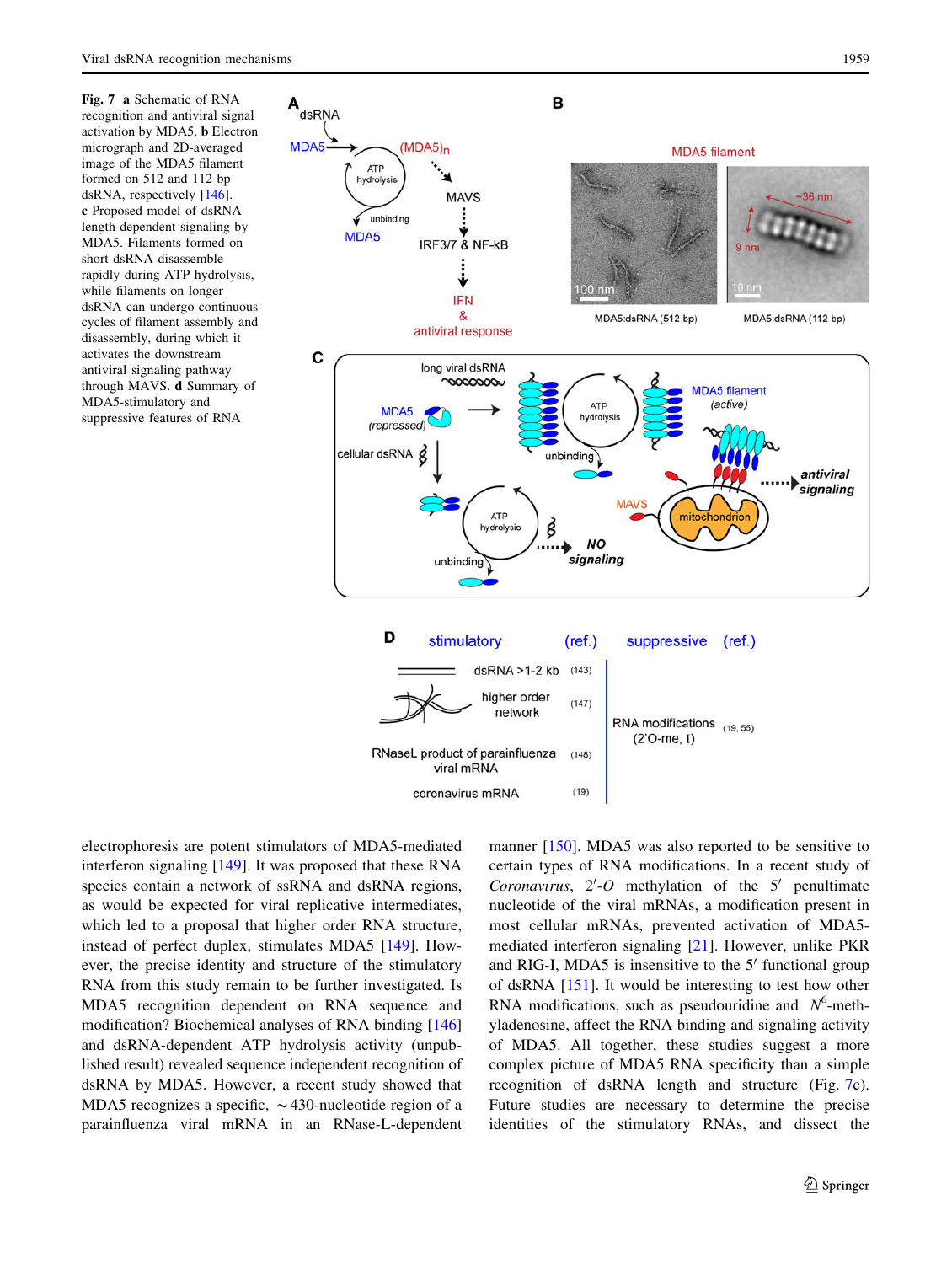**Fig. 7** **a** Schematic of RNA recognition and antiviral signal activation by MDA5. **b** Electron micrograph and 2D-averaged image of the MDA5 filament formed on 512 and 112 bp dsRNA, respectively [146]. **c** Proposed model of dsRNA length-dependent signaling by MDA5. Filaments formed on short dsRNA disassemble rapidly during ATP hydrolysis, while filaments on longer dsRNA can undergo continuous cycles of filament assembly and disassembly, during which it activates the downstream antiviral signaling pathway through MAVS. **d** Summary of MDA5-stimulatory and suppressive features of RNA

electrophoresis are potent stimulators of MDA5-mediated interferon signaling [149]. It was proposed that these RNA species contain a network of ssRNA and dsRNA regions, as would be expected for viral replicative intermediates, which led to a proposal that higher order RNA structure, instead of perfect duplex, stimulates MDA5 [149]. However, the precise identity and structure of the stimulatory RNA from this study remain to be further investigated. Is MDA5 recognition dependent on RNA sequence and modification? Biochemical analyses of RNA binding [146] and dsRNA-dependent ATP hydrolysis activity (unpublished result) revealed sequence independent recognition of dsRNA by MDA5. However, a recent study showed that MDA5 recognizes a specific, ~430-nucleotide region of a parainfluenza viral mRNA in an RNase-L-dependent manner [150]. MDA5 was also reported to be sensitive to certain types of RNA modifications. In a recent study of *Coronavirus*, 2′-*O* methylation of the 5′ penultimate nucleotide of the viral mRNAs, a modification present in most cellular mRNAs, prevented activation of MDA5-mediated interferon signaling [21]. However, unlike PKR and RIG-I, MDA5 is insensitive to the 5′ functional group of dsRNA [151]. It would be interesting to test how other RNA modifications, such as pseudouridine and $N^6$-methyladenosine, affect the RNA binding and signaling activity of MDA5. All together, these studies suggest a more complex picture of MDA5 RNA specificity than a simple recognition of dsRNA length and structure (Fig. 7c). Future studies are necessary to determine the precise identities of the stimulatory RNAs, and dissect the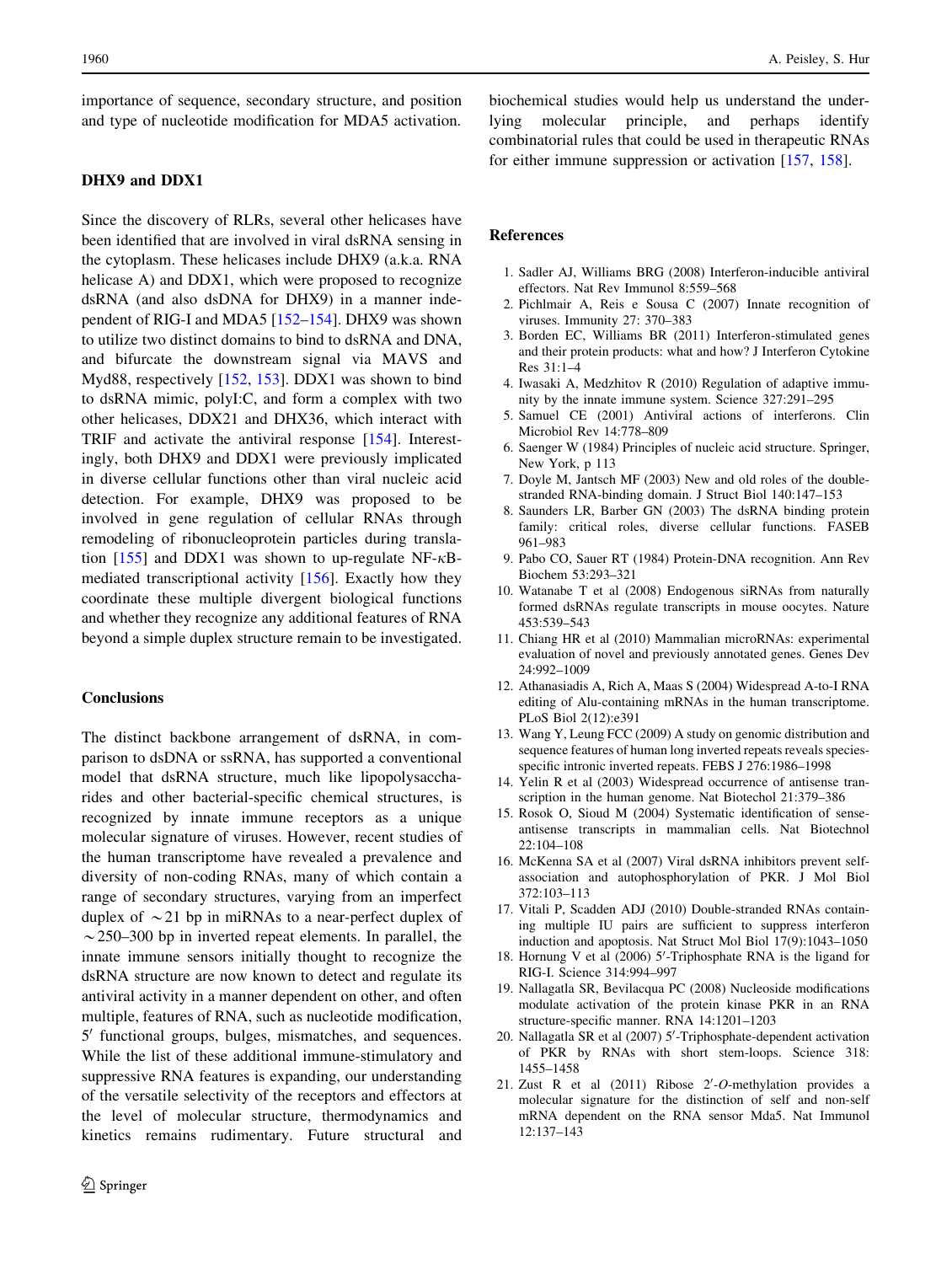importance of sequence, secondary structure, and position and type of nucleotide modification for MDA5 activation.

### DHX9 and DDX1

Since the discovery of RLRs, several other helicases have been identified that are involved in viral dsRNA sensing in the cytoplasm. These helicases include DHX9 (a.k.a. RNA helicase A) and DDX1, which were proposed to recognize dsRNA (and also dsDNA for DHX9) in a manner independent of RIG-I and MDA5 [152–154]. DHX9 was shown to utilize two distinct domains to bind to dsRNA and DNA, and bifurcate the downstream signal via MAVS and Myd88, respectively [152, 153]. DDX1 was shown to bind to dsRNA mimic, polyI:C, and form a complex with two other helicases, DDX21 and DHX36, which interact with TRIF and activate the antiviral response [154]. Interestingly, both DHX9 and DDX1 were previously implicated in diverse cellular functions other than viral nucleic acid detection. For example, DHX9 was proposed to be involved in gene regulation of cellular RNAs through remodeling of ribonucleoprotein particles during translation [155] and DDX1 was shown to up-regulate NF-κB-mediated transcriptional activity [156]. Exactly how they coordinate these multiple divergent biological functions and whether they recognize any additional features of RNA beyond a simple duplex structure remain to be investigated.

### Conclusions

The distinct backbone arrangement of dsRNA, in comparison to dsDNA or ssRNA, has supported a conventional model that dsRNA structure, much like lipopolysaccharides and other bacterial-specific chemical structures, is recognized by innate immune receptors as a unique molecular signature of viruses. However, recent studies of the human transcriptome have revealed a prevalence and diversity of non-coding RNAs, many of which contain a range of secondary structures, varying from an imperfect duplex of ~21 bp in miRNAs to a near-perfect duplex of ~250–300 bp in inverted repeat elements. In parallel, the innate immune sensors initially thought to recognize the dsRNA structure are now known to detect and regulate its antiviral activity in a manner dependent on other, and often multiple, features of RNA, such as nucleotide modification, 5′ functional groups, bulges, mismatches, and sequences. While the list of these additional immune-stimulatory and suppressive RNA features is expanding, our understanding of the versatile selectivity of the receptors and effectors at the level of molecular structure, thermodynamics and kinetics remains rudimentary. Future structural and biochemical studies would help us understand the underlying molecular principle, and perhaps identify combinatorial rules that could be used in therapeutic RNAs for either immune suppression or activation [157, 158].

### References

1. Sadler AJ, Williams BRG (2008) Interferon-inducible antiviral effectors. Nat Rev Immunol 8:559–568
2. Pichlmair A, Reis e Sousa C (2007) Innate recognition of viruses. Immunity 27: 370–383
3. Borden EC, Williams BR (2011) Interferon-stimulated genes and their protein products: what and how? J Interferon Cytokine Res 31:1–4
4. Iwasaki A, Medzhitov R (2010) Regulation of adaptive immunity by the innate immune system. Science 327:291–295
5. Samuel CE (2001) Antiviral actions of interferons. Clin Microbiol Rev 14:778–809
6. Saenger W (1984) Principles of nucleic acid structure. Springer, New York, p 113
7. Doyle M, Jantsch MF (2003) New and old roles of the double-stranded RNA-binding domain. J Struct Biol 140:147–153
8. Saunders LR, Barber GN (2003) The dsRNA binding protein family: critical roles, diverse cellular functions. FASEB 961–983
9. Pabo CO, Sauer RT (1984) Protein-DNA recognition. Ann Rev Biochem 53:293–321
10. Watanabe T et al (2008) Endogenous siRNAs from naturally formed dsRNAs regulate transcripts in mouse oocytes. Nature 453:539–543
11. Chiang HR et al (2010) Mammalian microRNAs: experimental evaluation of novel and previously annotated genes. Genes Dev 24:992–1009
12. Athanasiadis A, Rich A, Maas S (2004) Widespread A-to-I RNA editing of Alu-containing mRNAs in the human transcriptome. PLoS Biol 2(12):e391
13. Wang J, Leung FCC (2009) A study on genomic distribution and sequence features of human long inverted repeats reveals species-specific intronic inverted repeats. FEBS J 276:1986–1998
14. Yelin R et al (2003) Widespread occurrence of antisense transcription in the human genome. Nat Biotechol 21:379–386
15. Rosok O, Sioud M (2004) Systematic identification of sense-antisense transcripts in mammalian cells. Nat Biotechnol 22:104–108
16. McKenna SA et al (2007) Viral dsRNA inhibitors prevent self-association and autophosphorylation of PKR. J Mol Biol 372:103–113
17. Vitali P, Scadden ADJ (2010) Double-stranded RNAs containing multiple IU pairs are sufficient to suppress interferon induction and apoptosis. Nat Struct Mol Biol 17(9):1043–1050
18. Hornung V et al (2006) 5′-Triphosphate RNA is the ligand for RIG-I. Science 314:994–997
19. Nallagatla SR, Bevilacqua PC (2008) Nucleoside modifications modulate activation of the protein kinase PKR in an RNA structure-specific manner. RNA 14:1201–1203
20. Nallagatla SR et al (2007) 5′-Triphosphate-dependent activation of PKR by RNAs with short stem-loops. Science 318: 1455–1458
21. Zust R et al (2011) Ribose 2′-*O*-methylation provides a molecular signature for the distinction of self and non-self mRNA dependent on the RNA sensor Mda5. Nat Immunol 12:137–143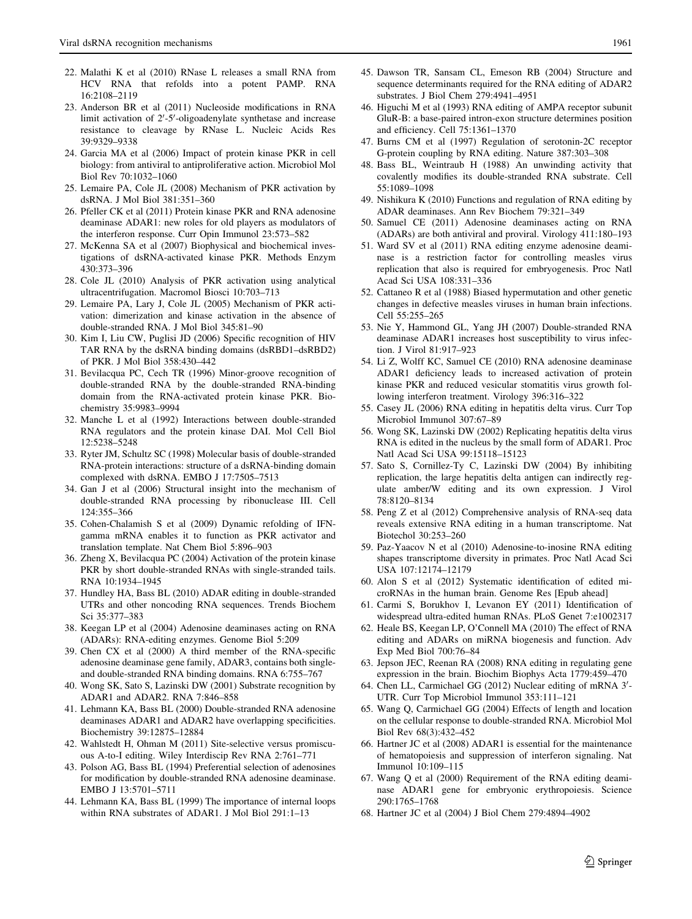22. Malathi K et al (2010) RNase L releases a small RNA from HCV RNA that refolds into a potent PAMP. RNA 16:2108–2119
23. Anderson BR et al (2011) Nucleoside modifications in RNA limit activation of 2′-5′-oligoadenylate synthetase and increase resistance to cleavage by RNase L. Nucleic Acids Res 39:9329–9338
24. Garcia MA et al (2006) Impact of protein kinase PKR in cell biology: from antiviral to antiproliferative action. Microbiol Mol Biol Rev 70:1032–1060
25. Lemaire PA, Cole JL (2008) Mechanism of PKR activation by dsRNA. J Mol Biol 381:351–360
26. Pfeller CK et al (2011) Protein kinase PKR and RNA adenosine deaminase ADAR1: new roles for old players as modulators of the interferon response. Curr Opin Immunol 23:573–582
27. McKenna SA et al (2007) Biophysical and biochemical investigations of dsRNA-activated kinase PKR. Methods Enzym 430:373–396
28. Cole JL (2010) Analysis of PKR activation using analytical ultracentrifugation. Macromol Biosci 10:703–713
29. Lemaire PA, Lary J, Cole JL (2005) Mechanism of PKR activation: dimerization and kinase activation in the absence of double-stranded RNA. J Mol Biol 345:81–90
30. Kim I, Liu CW, Puglisi JD (2006) Specific recognition of HIV TAR RNA by the dsRNA binding domains (dsRBD1–dsRBD2) of PKR. J Mol Biol 358:430–442
31. Bevilacqua PC, Cech TR (1996) Minor-groove recognition of double-stranded RNA by the double-stranded RNA-binding domain from the RNA-activated protein kinase PKR. Biochemistry 35:9983–9994
32. Manche L et al (1992) Interactions between double-stranded RNA regulators and the protein kinase DAI. Mol Cell Biol 12:5238–5248
33. Ryter JM, Schultz SC (1998) Molecular basis of double-stranded RNA-protein interactions: structure of a dsRNA-binding domain complexed with dsRNA. EMBO J 17:7505–7513
34. Gan J et al (2006) Structural insight into the mechanism of double-stranded RNA processing by ribonuclease III. Cell 124:355–366
35. Cohen-Chalamish S et al (2009) Dynamic refolding of IFN-gamma mRNA enables it to function as PKR activator and translation template. Nat Chem Biol 5:896–903
36. Zheng X, Bevilacqua PC (2004) Activation of the protein kinase PKR by short double-stranded RNAs with single-stranded tails. RNA 10:1934–1945
37. Hundley HA, Bass BL (2010) ADAR editing in double-stranded UTRs and other noncoding RNA sequences. Trends Biochem Sci 35:377–383
38. Keegan LP et al (2004) Adenosine deaminases acting on RNA (ADARs): RNA-editing enzymes. Genome Biol 5:209
39. Chen CX et al (2000) A third member of the RNA-specific adenosine deaminase gene family, ADAR3, contains both single- and double-stranded RNA binding domains. RNA 6:755–767
40. Wong SK, Sato S, Lazinski DW (2001) Substrate recognition by ADAR1 and ADAR2. RNA 7:846–858
41. Lehmann KA, Bass BL (2000) Double-stranded RNA adenosine deaminases ADAR1 and ADAR2 have overlapping specificities. Biochemistry 39:12875–12884
42. Wahlstedt H, Ohman M (2011) Site-selective versus promiscuous A-to-I editing. Wiley Interdiscip Rev RNA 2:761–771
43. Polson AG, Bass BL (1994) Preferential selection of adenosines for modification by double-stranded RNA adenosine deaminase. EMBO J 13:5701–5711
44. Lehmann KA, Bass BL (1999) The importance of internal loops within RNA substrates of ADAR1. J Mol Biol 291:1–13
45. Dawson TR, Sansam CL, Emeson RB (2004) Structure and sequence determinants required for the RNA editing of ADAR2 substrates. J Biol Chem 279:4941–4951
46. Higuchi M et al (1993) RNA editing of AMPA receptor subunit GluR-B: a base-paired intron-exon structure determines position and efficiency. Cell 75:1361–1370
47. Burns CM et al (1997) Regulation of serotonin-2C receptor G-protein coupling by RNA editing. Nature 387:303–308
48. Bass BL, Weintraub H (1988) An unwinding activity that covalently modifies its double-stranded RNA substrate. Cell 55:1089–1098
49. Nishikura K (2010) Functions and regulation of RNA editing by ADAR deaminases. Ann Rev Biochem 79:321–349
50. Samuel CE (2011) Adenosine deaminases acting on RNA (ADARs) are both antiviral and proviral. Virology 411:180–193
51. Ward SV et al (2011) RNA editing enzyme adenosine deaminase is a restriction factor for controlling measles virus replication that also is required for embryogenesis. Proc Natl Acad Sci USA 108:331–336
52. Cattaneo R et al (1988) Biased hypermutation and other genetic changes in defective measles viruses in human brain infections. Cell 55:255–265
53. Nie Y, Hammond GL, Yang JH (2007) Double-stranded RNA deaminase ADAR1 increases host susceptibility to virus infection. J Virol 81:917–923
54. Li Z, Wolff KC, Samuel CE (2010) RNA adenosine deaminase ADAR1 deficiency leads to increased activation of protein kinase PKR and reduced vesicular stomatitis virus growth following interferon treatment. Virology 396:316–322
55. Casey JL (2006) RNA editing in hepatitis delta virus. Curr Top Microbiol Immunol 307:67–89
56. Wong SK, Lazinski DW (2002) Replicating hepatitis delta virus RNA is edited in the nucleus by the small form of ADAR1. Proc Natl Acad Sci USA 99:15118–15123
57. Sato S, Cornillez-Ty C, Lazinski DW (2004) By inhibiting replication, the large hepatitis delta antigen can indirectly regulate amber/W editing and its own expression. J Virol 78:8120–8134
58. Peng Z et al (2012) Comprehensive analysis of RNA-seq data reveals extensive RNA editing in a human transcriptome. Nat Biotechol 30:253–260
59. Paz-Yaacov N et al (2010) Adenosine-to-inosine RNA editing shapes transcriptome diversity in primates. Proc Natl Acad Sci USA 107:12174–12179
60. Alon S et al (2012) Systematic identification of edited microRNAs in the human brain. Genome Res [Epub ahead]
61. Carmi S, Borukhov I, Levanon EY (2011) Identification of widespread ultra-edited human RNAs. PLoS Genet 7:e1002317
62. Heale BS, Keegan LP, O'Connell MA (2010) The effect of RNA editing and ADARs on miRNA biogenesis and function. Adv Exp Med Biol 700:76–84
63. Jepson JEC, Reenan RA (2008) RNA editing in regulating gene expression in the brain. Biochim Biophys Acta 1779:459–470
64. Chen LL, Carmichael GG (2012) Nuclear editing of mRNA 3′-UTR. Curr Top Microbiol Immunol 353:111–121
65. Wang Q, Carmichael GG (2004) Effects of length and location on the cellular response to double-stranded RNA. Microbiol Mol Biol Rev 68(3):432–452
66. Hartner JC et al (2008) ADAR1 is essential for the maintenance of hematopoiesis and suppression of interferon signaling. Nat Immunol 10:109–115
67. Wang Q et al (2000) Requirement of the RNA editing deaminase ADAR1 gene for embryonic erythropoiesis. Science 290:1765–1768
68. Hartner JC et al (2004) J Biol Chem 279:4894–4902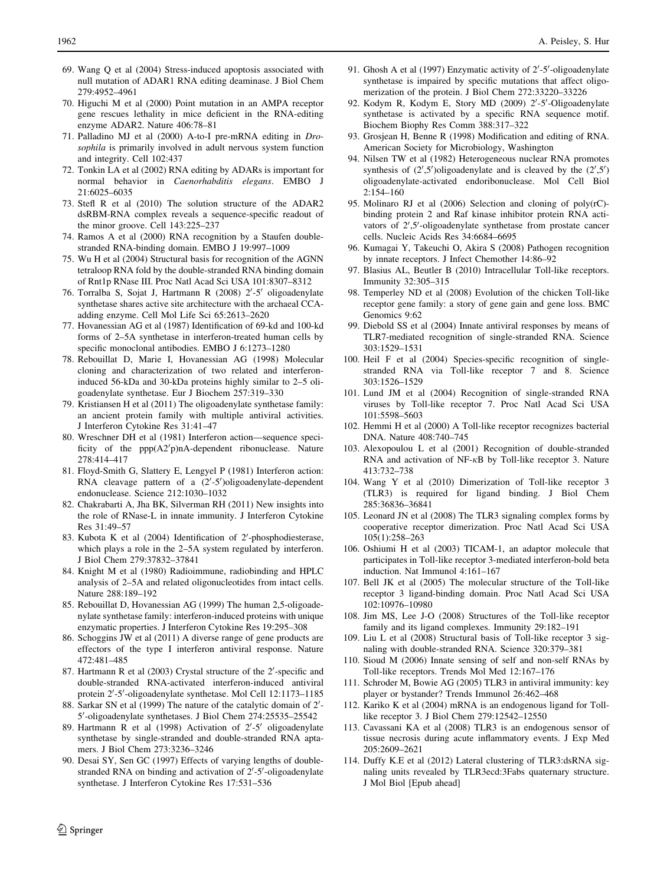69. Wang Q et al (2004) Stress-induced apoptosis associated with null mutation of ADAR1 RNA editing deaminase. J Biol Chem 279:4952–4961
70. Higuchi M et al (2000) Point mutation in an AMPA receptor gene rescues lethality in mice deficient in the RNA-editing enzyme ADAR2. Nature 406:78–81
71. Palladino MJ et al (2000) A-to-I pre-mRNA editing in *Drosophila* is primarily involved in adult nervous system function and integrity. Cell 102:437
72. Tonkin LA et al (2002) RNA editing by ADARs is important for normal behavior in *Caenorhabditis elegans*. EMBO J 21:6025–6035
73. Stefl R et al (2010) The solution structure of the ADAR2 dsRBM-RNA complex reveals a sequence-specific readout of the minor groove. Cell 143:225–237
74. Ramos A et al (2000) RNA recognition by a Staufen double-stranded RNA-binding domain. EMBO J 19:997–1009
75. Wu H et al (2004) Structural basis for recognition of the AGNN tetraloop RNA fold by the double-stranded RNA binding domain of Rnt1p RNase III. Proc Natl Acad Sci USA 101:8307–8312
76. Torralba S, Sojat J, Hartmann R (2008) 2′-5′ oligoadenylate synthetase shares active site architecture with the archaeal CCA-adding enzyme. Cell Mol Life Sci 65:2613–2620
77. Hovanessian AG et al (1987) Identification of 69-kd and 100-kd forms of 2–5A synthetase in interferon-treated human cells by specific monoclonal antibodies. EMBO J 6:1273–1280
78. Rebouillat D, Marie I, Hovanessian AG (1998) Molecular cloning and characterization of two related and interferon-induced 56-kDa and 30-kDa proteins highly similar to 2–5 oligoadenylate synthetase. Eur J Biochem 257:319–330
79. Kristiansen H et al (2011) The oligoadenylate synthetase family: an ancient protein family with multiple antiviral activities. J Interferon Cytokine Res 31:41–47
80. Wreschner DH et al (1981) Interferon action—sequence specificity of the ppp(A2′p)nA-dependent ribonuclease. Nature 278:414–417
81. Floyd-Smith G, Slattery E, Lengyel P (1981) Interferon action: RNA cleavage pattern of a (2′-5′)oligoadenylate-dependent endonuclease. Science 212:1030–1032
82. Chakrabarti A, Jha BK, Silverman RH (2011) New insights into the role of RNase-L in innate immunity. J Interferon Cytokine Res 31:49–57
83. Kubota K et al (2004) Identification of 2′-phosphodiesterase, which plays a role in the 2–5A system regulated by interferon. J Biol Chem 279:37832–37841
84. Knight M et al (1980) Radioimmune, radiobinding and HPLC analysis of 2–5A and related oligonucleotides from intact cells. Nature 288:189–192
85. Rebouillat D, Hovanessian AG (1999) The human 2,5-oligoadenylate synthetase family: interferon-induced proteins with unique enzymatic properties. J Interferon Cytokine Res 19:295–308
86. Schoggins JW et al (2011) A diverse range of gene products are effectors of the type I interferon antiviral response. Nature 472:481–485
87. Hartmann R et al (2003) Crystal structure of the 2′-specific and double-stranded RNA-activated interferon-induced antiviral protein 2′-5′-oligoadenylate synthetase. Mol Cell 12:1173–1185
88. Sarkar SN et al (1999) The nature of the catalytic domain of 2′-5′-oligoadenylate synthetases. J Biol Chem 274:25535–25542
89. Hartmann R et al (1998) Activation of 2′-5′ oligoadenylate synthetase by single-stranded and double-stranded RNA aptamers. J Biol Chem 273:3236–3246
90. Desai SY, Sen GC (1997) Effects of varying lengths of double-stranded RNA on binding and activation of 2′-5′-oligoadenylate synthetase. J Interferon Cytokine Res 17:531–536
91. Ghosh A et al (1997) Enzymatic activity of 2′-5′-oligoadenylate synthetase is impaired by specific mutations that affect oligomerization of the protein. J Biol Chem 272:33220–33226
92. Kodym R, Kodym E, Story MD (2009) 2′-5′-Oligoadenylate synthetase is activated by a specific RNA sequence motif. Biochem Biophy Res Comm 388:317–322
93. Grosjean H, Benne R (1998) Modification and editing of RNA. American Society for Microbiology, Washington
94. Nilsen TW et al (1982) Heterogeneous nuclear RNA promotes synthesis of (2′,5′)oligoadenylate and is cleaved by the (2′,5′) oligoadenylate-activated endoribonuclease. Mol Cell Biol 2:154–160
95. Molinaro RJ et al (2006) Selection and cloning of poly(rC)-binding protein 2 and Raf kinase inhibitor protein RNA activators of 2′,5′-oligoadenylate synthetase from prostate cancer cells. Nucleic Acids Res 34:6684–6695
96. Kumagai Y, Takeuchi O, Akira S (2008) Pathogen recognition by innate receptors. J Infect Chemother 14:86–92
97. Blasius AL, Beutler B (2010) Intracellular Toll-like receptors. Immunity 32:305–315
98. Temperley ND et al (2008) Evolution of the chicken Toll-like receptor gene family: a story of gene gain and gene loss. BMC Genomics 9:62
99. Diebold SS et al (2004) Innate antiviral responses by means of TLR7-mediated recognition of single-stranded RNA. Science 303:1529–1531
100. Heil F et al (2004) Species-specific recognition of single-stranded RNA via Toll-like receptor 7 and 8. Science 303:1526–1529
101. Lund JM et al (2004) Recognition of single-stranded RNA viruses by Toll-like receptor 7. Proc Natl Acad Sci USA 101:5598–5603
102. Hemmi H et al (2000) A Toll-like receptor recognizes bacterial DNA. Nature 408:740–745
103. Alexopoulou L et al (2001) Recognition of double-stranded RNA and activation of NF-κB by Toll-like receptor 3. Nature 413:732–738
104. Wang Y et al (2010) Dimerization of Toll-like receptor 3 (TLR3) is required for ligand binding. J Biol Chem 285:36836–36841
105. Leonard JN et al (2008) The TLR3 signaling complex forms by cooperative receptor dimerization. Proc Natl Acad Sci USA 105(1):258–263
106. Oshiumi H et al (2003) TICAM-1, an adaptor molecule that participates in Toll-like receptor 3-mediated interferon-bold beta induction. Nat Immunol 4:161–167
107. Bell JK et al (2005) The molecular structure of the Toll-like receptor 3 ligand-binding domain. Proc Natl Acad Sci USA 102:10976–10980
108. Jim MS, Lee J-O (2008) Structures of the Toll-like receptor family and its ligand complexes. Immunity 29:182–191
109. Liu L et al (2008) Structural basis of Toll-like receptor 3 signaling with double-stranded RNA. Science 320:379–381
110. Sioud M (2006) Innate sensing of self and non-self RNAs by Toll-like receptors. Trends Mol Med 12:167–176
111. Schroder M, Bowie AG (2005) TLR3 in antiviral immunity: key player or bystander? Trends Immunol 26:462–468
112. Kariko K et al (2004) mRNA is an endogenous ligand for Toll-like receptor 3. J Biol Chem 279:12542–12550
113. Cavassani KA et al (2008) TLR3 is an endogenous sensor of tissue necrosis during acute inflammatory events. J Exp Med 205:2609–2621
114. Duffy K.E et al (2012) Lateral clustering of TLR3:dsRNA signaling units revealed by TLR3ecd:3Fabs quaternary structure. J Mol Biol [Epub ahead]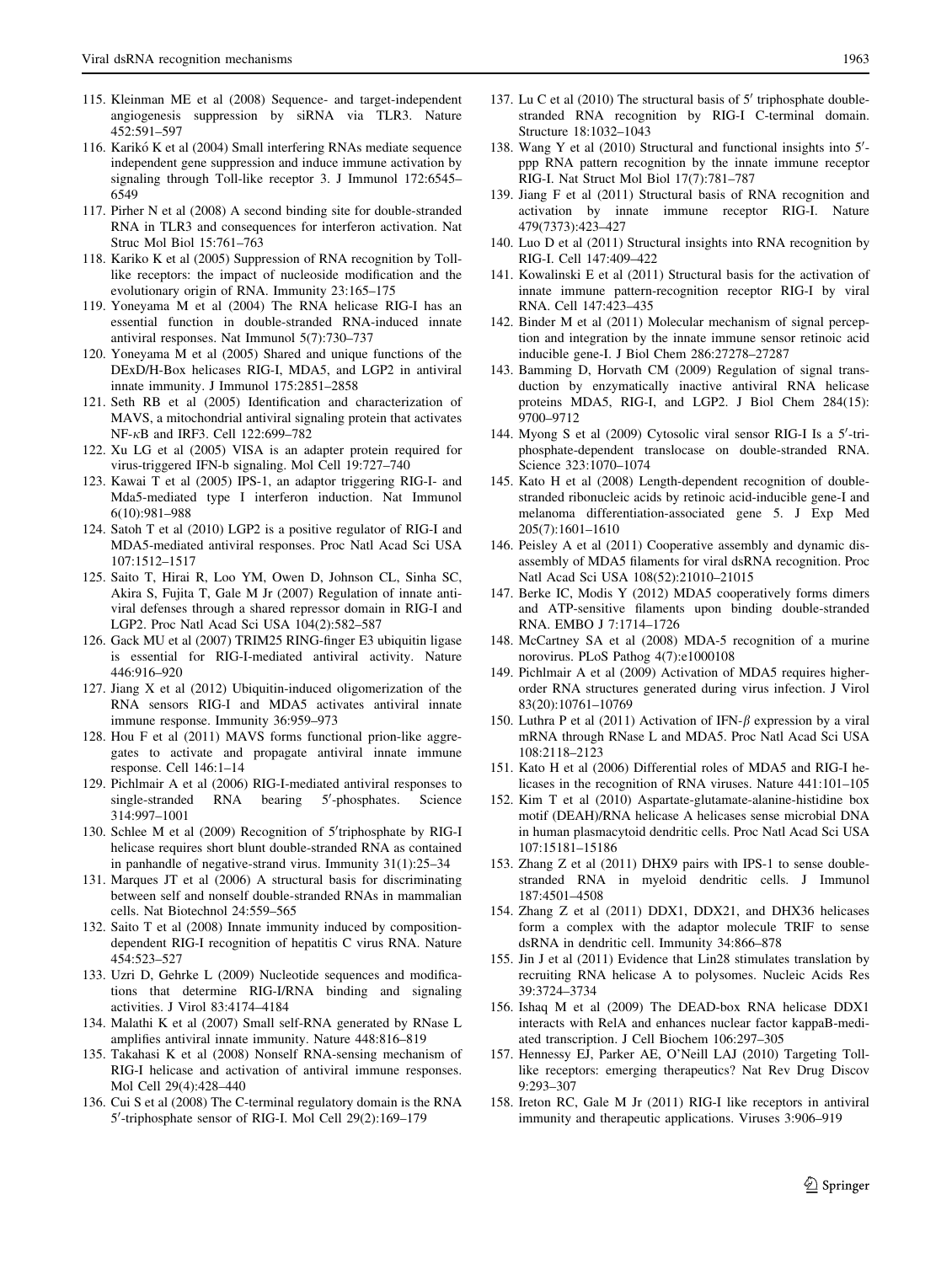115. Kleinman ME et al (2008) Sequence- and target-independent angiogenesis suppression by siRNA via TLR3. Nature 452:591–597
116. Karikó K et al (2004) Small interfering RNAs mediate sequence independent gene suppression and induce immune activation by signaling through Toll-like receptor 3. J Immunol 172:6545–6549
117. Pirher N et al (2008) A second binding site for double-stranded RNA in TLR3 and consequences for interferon activation. Nat Struc Mol Biol 15:761–763
118. Kariko K et al (2005) Suppression of RNA recognition by Toll-like receptors: the impact of nucleoside modification and the evolutionary origin of RNA. Immunity 23:165–175
119. Yoneyama M et al (2004) The RNA helicase RIG-I has an essential function in double-stranded RNA-induced innate antiviral responses. Nat Immunol 5(7):730–737
120. Yoneyama M et al (2005) Shared and unique functions of the DExD/H-Box helicases RIG-I, MDA5, and LGP2 in antiviral innate immunity. J Immunol 175:2851–2858
121. Seth RB et al (2005) Identification and characterization of MAVS, a mitochondrial antiviral signaling protein that activates NF-κB and IRF3. Cell 122:699–782
122. Xu LG et al (2005) VISA is an adapter protein required for virus-triggered IFN-b signaling. Mol Cell 19:727–740
123. Kawai T et al (2005) IPS-1, an adaptor triggering RIG-I- and Mda5-mediated type I interferon induction. Nat Immunol 6(10):981–988
124. Satoh T et al (2010) LGP2 is a positive regulator of RIG-I and MDA5-mediated antiviral responses. Proc Natl Acad Sci USA 107:1512–1517
125. Saito T, Hirai R, Loo YM, Owen D, Johnson CL, Sinha SC, Akira S, Fujita T, Gale M Jr (2007) Regulation of innate antiviral defenses through a shared repressor domain in RIG-I and LGP2. Proc Natl Acad Sci USA 104(2):582–587
126. Gack MU et al (2007) TRIM25 RING-finger E3 ubiquitin ligase is essential for RIG-I-mediated antiviral activity. Nature 446:916–920
127. Jiang X et al (2012) Ubiquitin-induced oligomerization of the RNA sensors RIG-I and MDA5 activates antiviral innate immune response. Immunity 36:959–973
128. Hou F et al (2011) MAVS forms functional prion-like aggregates to activate and propagate antiviral innate immune response. Cell 146:1–14
129. Pichlmair A et al (2006) RIG-I-mediated antiviral responses to single-stranded RNA bearing 5′-phosphates. Science 314:997–1001
130. Schlee M et al (2009) Recognition of 5′triphosphate by RIG-I helicase requires short blunt double-stranded RNA as contained in panhandle of negative-strand virus. Immunity 31(1):25–34
131. Marques JT et al (2006) A structural basis for discriminating between self and nonself double-stranded RNAs in mammalian cells. Nat Biotechnol 24:559–565
132. Saito T et al (2008) Innate immunity induced by composition-dependent RIG-I recognition of hepatitis C virus RNA. Nature 454:523–527
133. Uzri D, Gehrke L (2009) Nucleotide sequences and modifications that determine RIG-I/RNA binding and signaling activities. J Virol 83:4174–4184
134. Malathi K et al (2007) Small self-RNA generated by RNase L amplifies antiviral innate immunity. Nature 448:816–819
135. Takahasi K et al (2008) Nonself RNA-sensing mechanism of RIG-I helicase and activation of antiviral immune responses. Mol Cell 29(4):428–440
136. Cui S et al (2008) The C-terminal regulatory domain is the RNA 5′-triphosphate sensor of RIG-I. Mol Cell 29(2):169–179
137. Lu C et al (2010) The structural basis of 5′ triphosphate double-stranded RNA recognition by RIG-I C-terminal domain. Structure 18:1032–1043
138. Wang Y et al (2010) Structural and functional insights into 5′-ppp RNA pattern recognition by the innate immune receptor RIG-I. Nat Struct Mol Biol 17(7):781–787
139. Jiang F et al (2011) Structural basis of RNA recognition and activation by innate immune receptor RIG-I. Nature 479(7373):423–427
140. Luo D et al (2011) Structural insights into RNA recognition by RIG-I. Cell 147:409–422
141. Kowalinski E et al (2011) Structural basis for the activation of innate immune pattern-recognition receptor RIG-I by viral RNA. Cell 147:423–435
142. Binder M et al (2011) Molecular mechanism of signal perception and integration by the innate immune sensor retinoic acid inducible gene-I. J Biol Chem 286:27278–27287
143. Bamming D, Horvath CM (2009) Regulation of signal transduction by enzymatically inactive antiviral RNA helicase proteins MDA5, RIG-I, and LGP2. J Biol Chem 284(15): 9700–9712
144. Myong S et al (2009) Cytosolic viral sensor RIG-I Is a 5′-triphosphate-dependent translocase on double-stranded RNA. Science 323:1070–1074
145. Kato H et al (2008) Length-dependent recognition of double-stranded ribonucleic acids by retinoic acid-inducible gene-I and melanoma differentiation-associated gene 5. J Exp Med 205(7):1601–1610
146. Peisley A et al (2011) Cooperative assembly and dynamic disassembly of MDA5 filaments for viral dsRNA recognition. Proc Natl Acad Sci USA 108(52):21010–21015
147. Berke IC, Modis Y (2012) MDA5 cooperatively forms dimers and ATP-sensitive filaments upon binding double-stranded RNA. EMBO J 7:1714–1726
148. McCartney SA et al (2008) MDA-5 recognition of a murine norovirus. PLoS Pathog 4(7):e1000108
149. Pichlmair A et al (2009) Activation of MDA5 requires higher-order RNA structures generated during virus infection. J Virol 83(20):10761–10769
150. Luthra P et al (2011) Activation of IFN-$\beta$ expression by a viral mRNA through RNase L and MDA5. Proc Natl Acad Sci USA 108:2118–2123
151. Kato H et al (2006) Differential roles of MDA5 and RIG-I helicases in the recognition of RNA viruses. Nature 441:101–105
152. Kim T et al (2010) Aspartate-glutamate-alanine-histidine box motif (DEAH)/RNA helicase A helicases sense microbial DNA in human plasmacytoid dendritic cells. Proc Natl Acad Sci USA 107:15181–15186
153. Zhang Z et al (2011) DHX9 pairs with IPS-1 to sense double-stranded RNA in myeloid dendritic cells. J Immunol 187:4501–4508
154. Zhang Z et al (2011) DDX1, DDX21, and DHX36 helicases form a complex with the adaptor molecule TRIF to sense dsRNA in dendritic cell. Immunity 34:866–878
155. Jin J et al (2011) Evidence that Lin28 stimulates translation by recruiting RNA helicase A to polysomes. Nucleic Acids Res 39:3724–3734
156. Ishaq M et al (2009) The DEAD-box RNA helicase DDX1 interacts with RelA and enhances nuclear factor kappaB-mediated transcription. J Cell Biochem 106:297–305
157. Hennessy EJ, Parker AE, O'Neill LAJ (2010) Targeting Toll-like receptors: emerging therapeutics? Nat Rev Drug Discov 9:293–307
158. Ireton RC, Gale M Jr (2011) RIG-I like receptors in antiviral immunity and therapeutic applications. Viruses 3:906–919